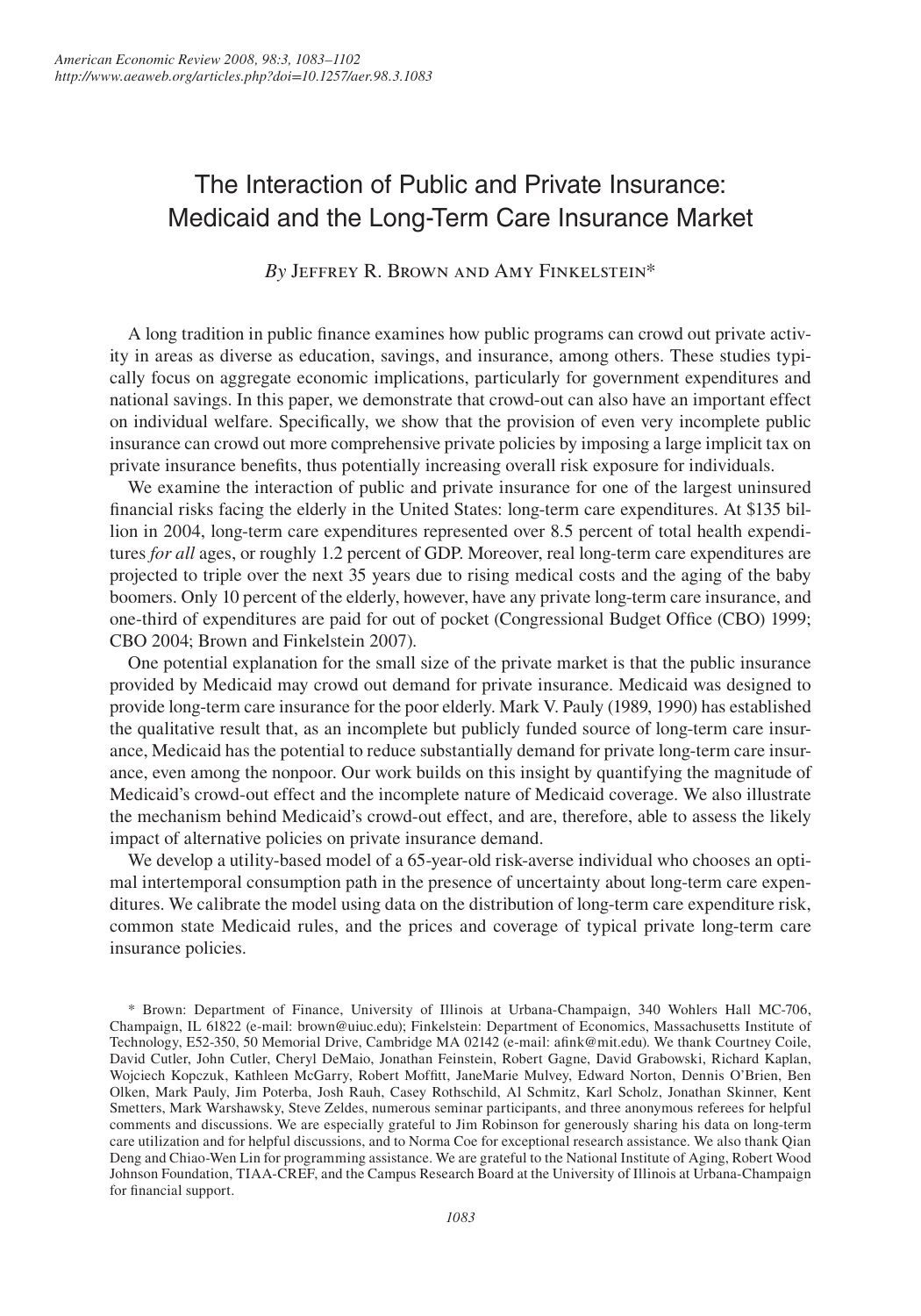# The Interaction of Public and Private Insurance: Medicaid and the Long-Term Care Insurance Market

*By* Jeffrey R. Brown and Amy Finkelstein*

A long tradition in public finance examines how public programs can crowd out private activity in areas as diverse as education, savings, and insurance, among others. These studies typically focus on aggregate economic implications, particularly for government expenditures and national savings. In this paper, we demonstrate that crowd-out can also have an important effect on individual welfare. Specifically, we show that the provision of even very incomplete public insurance can crowd out more comprehensive private policies by imposing a large implicit tax on private insurance benefits, thus potentially increasing overall risk exposure for individuals.

We examine the interaction of public and private insurance for one of the largest uninsured financial risks facing the elderly in the United States: long-term care expenditures. At $135 billion in 2004, long-term care expenditures represented over 8.5 percent of total health expenditures *for all* ages, or roughly 1.2 percent of GDP. Moreover, real long-term care expenditures are projected to triple over the next 35 years due to rising medical costs and the aging of the baby boomers. Only 10 percent of the elderly, however, have any private long-term care insurance, and one-third of expenditures are paid for out of pocket (Congressional Budget Office (CBO) 1999; CBO 2004; Brown and Finkelstein 2007).

One potential explanation for the small size of the private market is that the public insurance provided by Medicaid may crowd out demand for private insurance. Medicaid was designed to provide long-term care insurance for the poor elderly. Mark V. Pauly (1989, 1990) has established the qualitative result that, as an incomplete but publicly funded source of long-term care insurance, Medicaid has the potential to reduce substantially demand for private long-term care insurance, even among the nonpoor. Our work builds on this insight by quantifying the magnitude of Medicaid's crowd-out effect and the incomplete nature of Medicaid coverage. We also illustrate the mechanism behind Medicaid's crowd-out effect, and are, therefore, able to assess the likely impact of alternative policies on private insurance demand.

We develop a utility-based model of a 65-year-old risk-averse individual who chooses an optimal intertemporal consumption path in the presence of uncertainty about long-term care expenditures. We calibrate the model using data on the distribution of long-term care expenditure risk, common state Medicaid rules, and the prices and coverage of typical private long-term care insurance policies.

\* Brown: Department of Finance, University of Illinois at Urbana-Champaign, 340 Wohlers Hall MC-706, Champaign, IL 61822 (e-mail: brown@uiuc.edu); Finkelstein: Department of Economics, Massachusetts Institute of Technology, E52-350, 50 Memorial Drive, Cambridge MA 02142 (e-mail: afink@mit.edu). We thank Courtney Coile, David Cutler, John Cutler, Cheryl DeMaio, Jonathan Feinstein, Robert Gagne, David Grabowski, Richard Kaplan, Wojciech Kopczuk, Kathleen McGarry, Robert Moffitt, JaneMarie Mulvey, Edward Norton, Dennis O'Brien, Ben Olken, Mark Pauly, Jim Poterba, Josh Rauh, Casey Rothschild, Al Schmitz, Karl Scholz, Jonathan Skinner, Kent Smetters, Mark Warshawsky, Steve Zeldes, numerous seminar participants, and three anonymous referees for helpful comments and discussions. We are especially grateful to Jim Robinson for generously sharing his data on long-term care utilization and for helpful discussions, and to Norma Coe for exceptional research assistance. We also thank Qian Deng and Chiao-Wen Lin for programming assistance. We are grateful to the National Institute of Aging, Robert Wood Johnson Foundation, TIAA-CREF, and the Campus Research Board at the University of Illinois at Urbana-Champaign for financial support.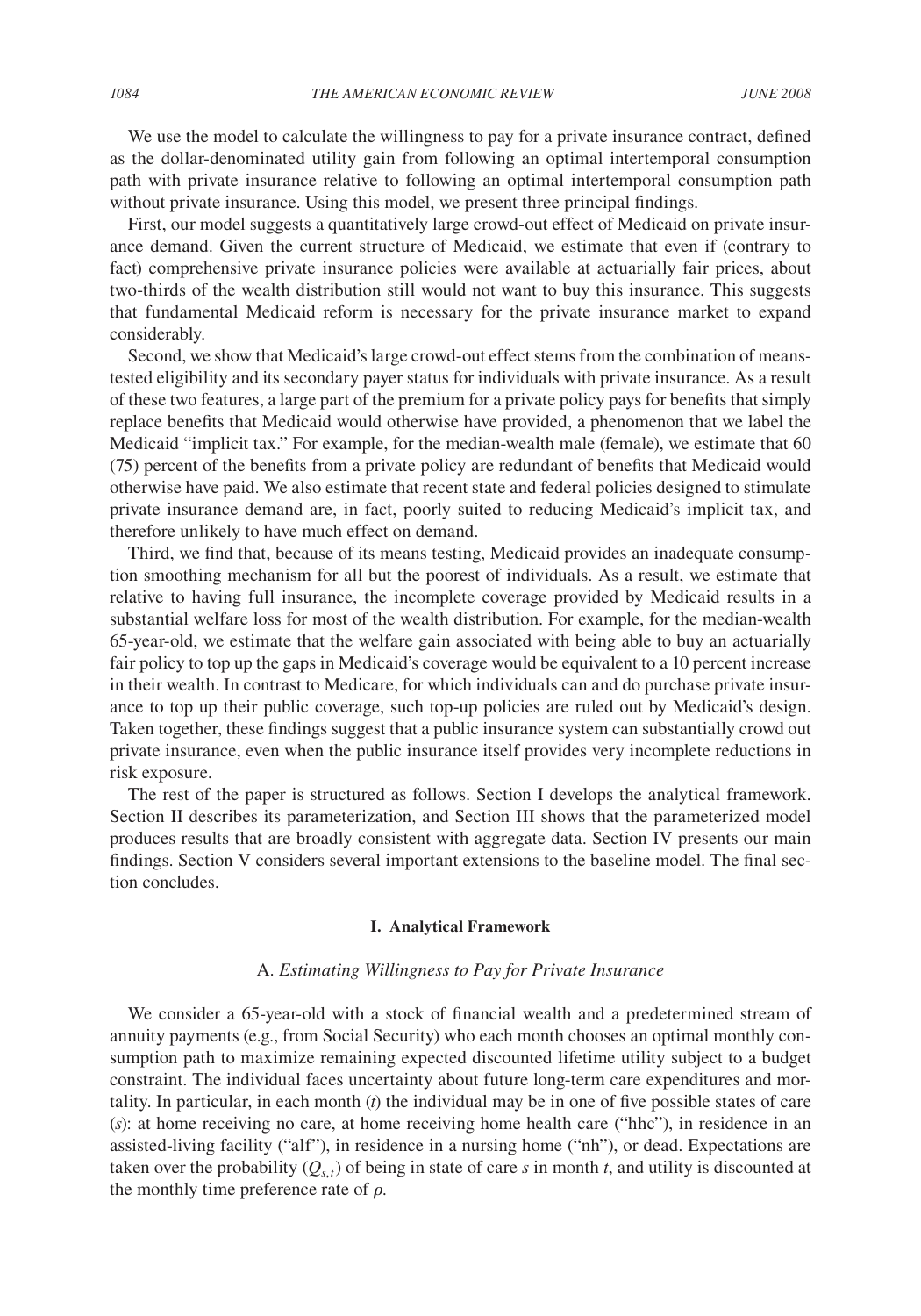We use the model to calculate the willingness to pay for a private insurance contract, defined as the dollar-denominated utility gain from following an optimal intertemporal consumption path with private insurance relative to following an optimal intertemporal consumption path without private insurance. Using this model, we present three principal findings.

First, our model suggests a quantitatively large crowd-out effect of Medicaid on private insurance demand. Given the current structure of Medicaid, we estimate that even if (contrary to fact) comprehensive private insurance policies were available at actuarially fair prices, about two-thirds of the wealth distribution still would not want to buy this insurance. This suggests that fundamental Medicaid reform is necessary for the private insurance market to expand considerably.

Second, we show that Medicaid's large crowd-out effect stems from the combination of means-tested eligibility and its secondary payer status for individuals with private insurance. As a result of these two features, a large part of the premium for a private policy pays for benefits that simply replace benefits that Medicaid would otherwise have provided, a phenomenon that we label the Medicaid "implicit tax." For example, for the median-wealth male (female), we estimate that 60 (75) percent of the benefits from a private policy are redundant of benefits that Medicaid would otherwise have paid. We also estimate that recent state and federal policies designed to stimulate private insurance demand are, in fact, poorly suited to reducing Medicaid's implicit tax, and therefore unlikely to have much effect on demand.

Third, we find that, because of its means testing, Medicaid provides an inadequate consumption smoothing mechanism for all but the poorest of individuals. As a result, we estimate that relative to having full insurance, the incomplete coverage provided by Medicaid results in a substantial welfare loss for most of the wealth distribution. For example, for the median-wealth 65-year-old, we estimate that the welfare gain associated with being able to buy an actuarially fair policy to top up the gaps in Medicaid's coverage would be equivalent to a 10 percent increase in their wealth. In contrast to Medicare, for which individuals can and do purchase private insurance to top up their public coverage, such top-up policies are ruled out by Medicaid's design. Taken together, these findings suggest that a public insurance system can substantially crowd out private insurance, even when the public insurance itself provides very incomplete reductions in risk exposure.

The rest of the paper is structured as follows. Section I develops the analytical framework. Section II describes its parameterization, and Section III shows that the parameterized model produces results that are broadly consistent with aggregate data. Section IV presents our main findings. Section V considers several important extensions to the baseline model. The final section concludes.

## I. Analytical Framework

### A. *Estimating Willingness to Pay for Private Insurance*

We consider a 65-year-old with a stock of financial wealth and a predetermined stream of annuity payments (e.g., from Social Security) who each month chooses an optimal monthly consumption path to maximize remaining expected discounted lifetime utility subject to a budget constraint. The individual faces uncertainty about future long-term care expenditures and mortality. In particular, in each month ($t$) the individual may be in one of five possible states of care ($s$): at home receiving no care, at home receiving home health care ("hhc"), in residence in an assisted-living facility ("alf"), in residence in a nursing home ("nh"), or dead. Expectations are taken over the probability ($Q_{s,t}$) of being in state of care $s$ in month $t$, and utility is discounted at the monthly time preference rate of $\rho$.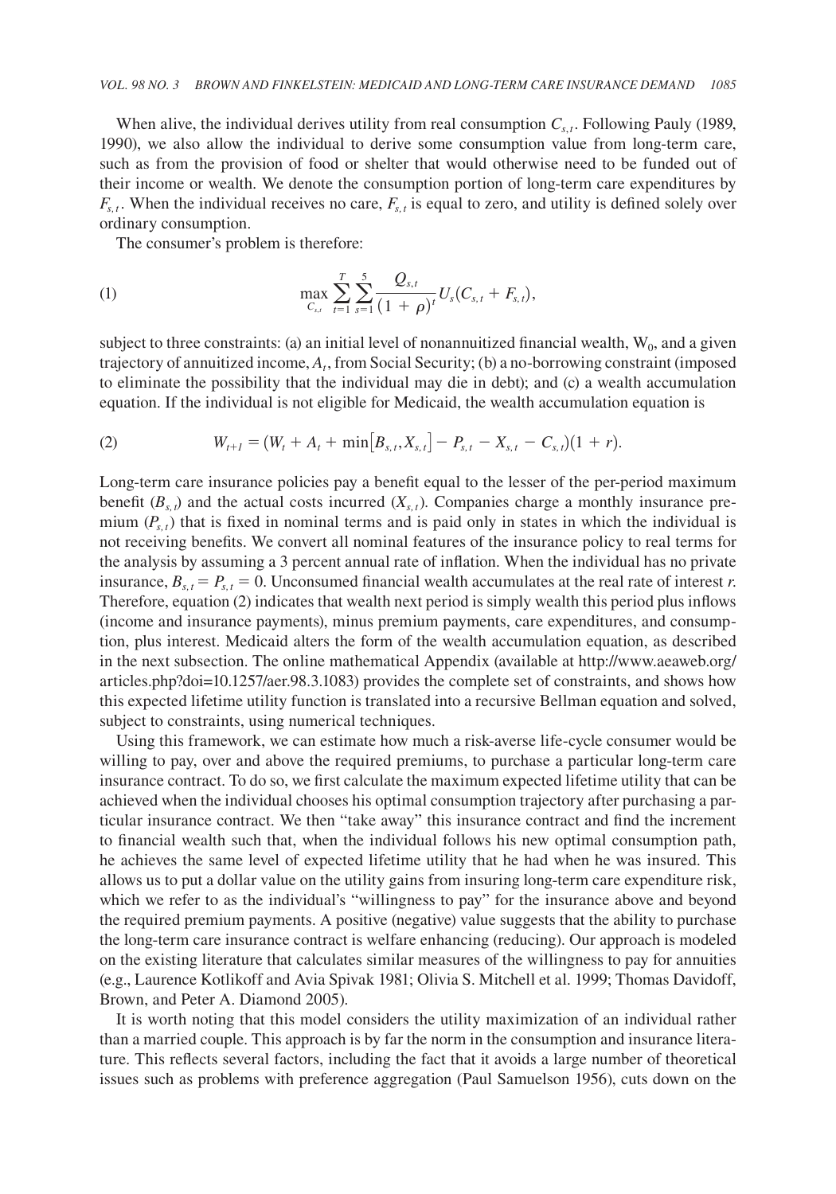When alive, the individual derives utility from real consumption $C_{s,t}$. Following Pauly (1989, 1990), we also allow the individual to derive some consumption value from long-term care, such as from the provision of food or shelter that would otherwise need to be funded out of their income or wealth. We denote the consumption portion of long-term care expenditures by $F_{s,t}$. When the individual receives no care, $F_{s,t}$ is equal to zero, and utility is defined solely over ordinary consumption.

The consumer's problem is therefore:

$$\max_{C_{s,t}} \sum_{t=1}^{T} \sum_{s=1}^{5} \frac{Q_{s,t}}{(1+\rho)^t} U_s(C_{s,t} + F_{s,t}), \tag{1}$$

subject to three constraints: (a) an initial level of nonannuitized financial wealth, $W_0$, and a given trajectory of annuitized income, $A_t$, from Social Security; (b) a no-borrowing constraint (imposed to eliminate the possibility that the individual may die in debt); and (c) a wealth accumulation equation. If the individual is not eligible for Medicaid, the wealth accumulation equation is

$$W_{t+1} = (W_t + A_t + \min[B_{s,t}, X_{s,t}] - P_{s,t} - X_{s,t} - C_{s,t})(1 + r). \tag{2}$$

Long-term care insurance policies pay a benefit equal to the lesser of the per-period maximum benefit ($B_{s,t}$) and the actual costs incurred ($X_{s,t}$). Companies charge a monthly insurance premium ($P_{s,t}$) that is fixed in nominal terms and is paid only in states in which the individual is not receiving benefits. We convert all nominal features of the insurance policy to real terms for the analysis by assuming a 3 percent annual rate of inflation. When the individual has no private insurance, $B_{s,t} = P_{s,t} = 0$. Unconsumed financial wealth accumulates at the real rate of interest $r$. Therefore, equation (2) indicates that wealth next period is simply wealth this period plus inflows (income and insurance payments), minus premium payments, care expenditures, and consumption, plus interest. Medicaid alters the form of the wealth accumulation equation, as described in the next subsection. The online mathematical Appendix (available at http://www.aeaweb.org/articles.php?doi=10.1257/aer.98.3.1083) provides the complete set of constraints, and shows how this expected lifetime utility function is translated into a recursive Bellman equation and solved, subject to constraints, using numerical techniques.

Using this framework, we can estimate how much a risk-averse life-cycle consumer would be willing to pay, over and above the required premiums, to purchase a particular long-term care insurance contract. To do so, we first calculate the maximum expected lifetime utility that can be achieved when the individual chooses his optimal consumption trajectory after purchasing a particular insurance contract. We then "take away" this insurance contract and find the increment to financial wealth such that, when the individual follows his new optimal consumption path, he achieves the same level of expected lifetime utility that he had when he was insured. This allows us to put a dollar value on the utility gains from insuring long-term care expenditure risk, which we refer to as the individual's "willingness to pay" for the insurance above and beyond the required premium payments. A positive (negative) value suggests that the ability to purchase the long-term care insurance contract is welfare enhancing (reducing). Our approach is modeled on the existing literature that calculates similar measures of the willingness to pay for annuities (e.g., Laurence Kotlikoff and Avia Spivak 1981; Olivia S. Mitchell et al. 1999; Thomas Davidoff, Brown, and Peter A. Diamond 2005).

It is worth noting that this model considers the utility maximization of an individual rather than a married couple. This approach is by far the norm in the consumption and insurance literature. This reflects several factors, including the fact that it avoids a large number of theoretical issues such as problems with preference aggregation (Paul Samuelson 1956), cuts down on the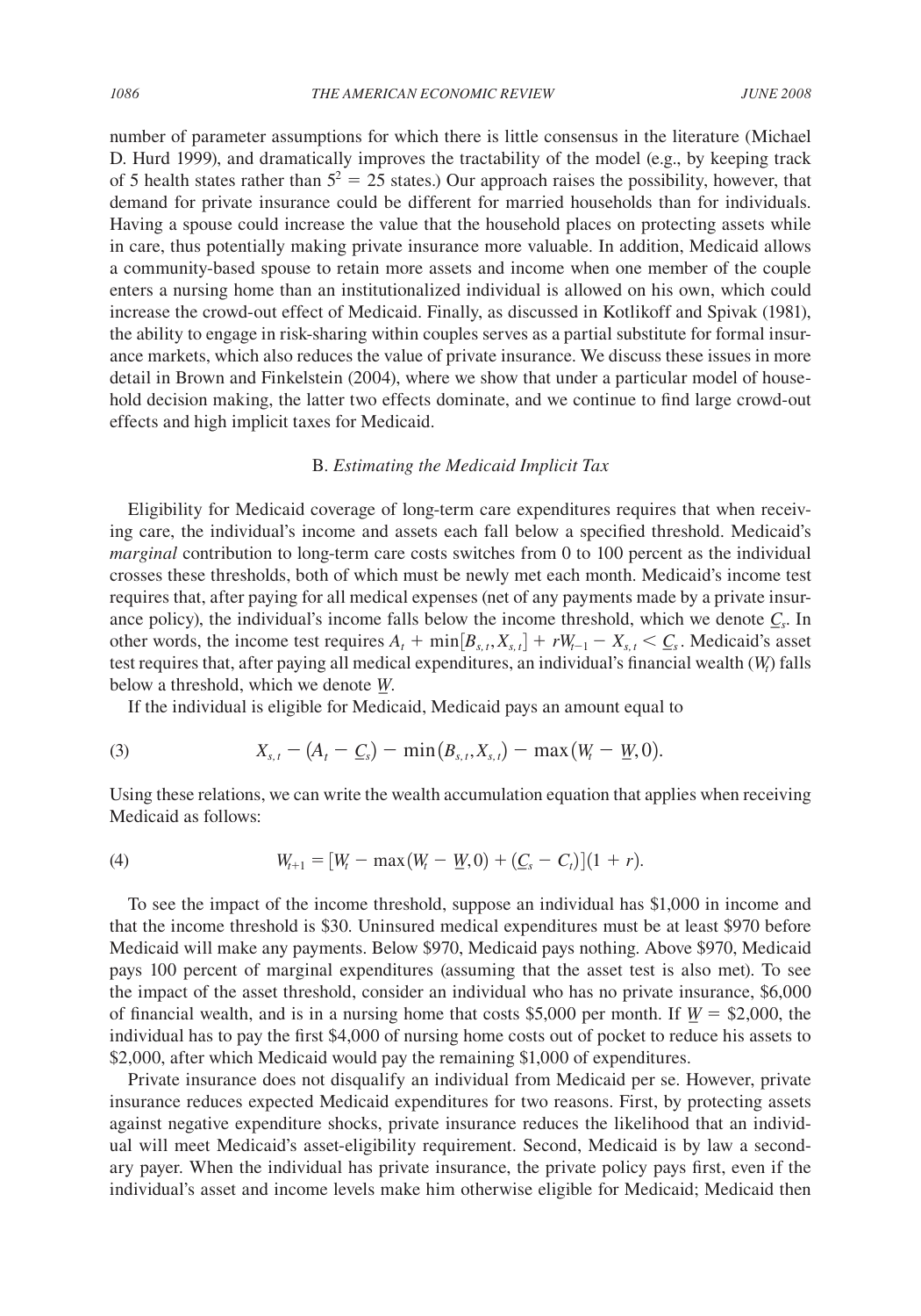number of parameter assumptions for which there is little consensus in the literature (Michael D. Hurd 1999), and dramatically improves the tractability of the model (e.g., by keeping track of 5 health states rather than $5^2 = 25$ states.) Our approach raises the possibility, however, that demand for private insurance could be different for married households than for individuals. Having a spouse could increase the value that the household places on protecting assets while in care, thus potentially making private insurance more valuable. In addition, Medicaid allows a community-based spouse to retain more assets and income when one member of the couple enters a nursing home than an institutionalized individual is allowed on his own, which could increase the crowd-out effect of Medicaid. Finally, as discussed in Kotlikoff and Spivak (1981), the ability to engage in risk-sharing within couples serves as a partial substitute for formal insurance markets, which also reduces the value of private insurance. We discuss these issues in more detail in Brown and Finkelstein (2004), where we show that under a particular model of household decision making, the latter two effects dominate, and we continue to find large crowd-out effects and high implicit taxes for Medicaid.

### B. *Estimating the Medicaid Implicit Tax*

Eligibility for Medicaid coverage of long-term care expenditures requires that when receiving care, the individual's income and assets each fall below a specified threshold. Medicaid's *marginal* contribution to long-term care costs switches from 0 to 100 percent as the individual crosses these thresholds, both of which must be newly met each month. Medicaid's income test requires that, after paying for all medical expenses (net of any payments made by a private insurance policy), the individual's income falls below the income threshold, which we denote $\underline{C}_s$. In other words, the income test requires $A_t + \min[B_{s,t}, X_{s,t}] + rW_{t-1} - X_{s,t} < \underline{C}_s$. Medicaid's asset test requires that, after paying all medical expenditures, an individual's financial wealth ($W_t$) falls below a threshold, which we denote $\underline{W}$.

If the individual is eligible for Medicaid, Medicaid pays an amount equal to

$$X_{s,t} - (A_t - \underline{C}_s) - \min(B_{s,t}, X_{s,t}) - \max(W_t - \underline{W}, 0). \tag{3}$$

Using these relations, we can write the wealth accumulation equation that applies when receiving Medicaid as follows:

$$W_{t+1} = [W_t - \max(W_t - \underline{W}, 0) + (\underline{C}_s - C_t)](1 + r). \tag{4}$$

To see the impact of the income threshold, suppose an individual has \$1,000 in income and that the income threshold is \$30. Uninsured medical expenditures must be at least \$970 before Medicaid will make any payments. Below \$970, Medicaid pays nothing. Above \$970, Medicaid pays 100 percent of marginal expenditures (assuming that the asset test is also met). To see the impact of the asset threshold, consider an individual who has no private insurance, \$6,000 of financial wealth, and is in a nursing home that costs \$5,000 per month. If $\underline{W}$ = \$2,000, the individual has to pay the first \$4,000 of nursing home costs out of pocket to reduce his assets to \$2,000, after which Medicaid would pay the remaining \$1,000 of expenditures.

Private insurance does not disqualify an individual from Medicaid per se. However, private insurance reduces expected Medicaid expenditures for two reasons. First, by protecting assets against negative expenditure shocks, private insurance reduces the likelihood that an individual will meet Medicaid's asset-eligibility requirement. Second, Medicaid is by law a secondary payer. When the individual has private insurance, the private policy pays first, even if the individual's asset and income levels make him otherwise eligible for Medicaid; Medicaid then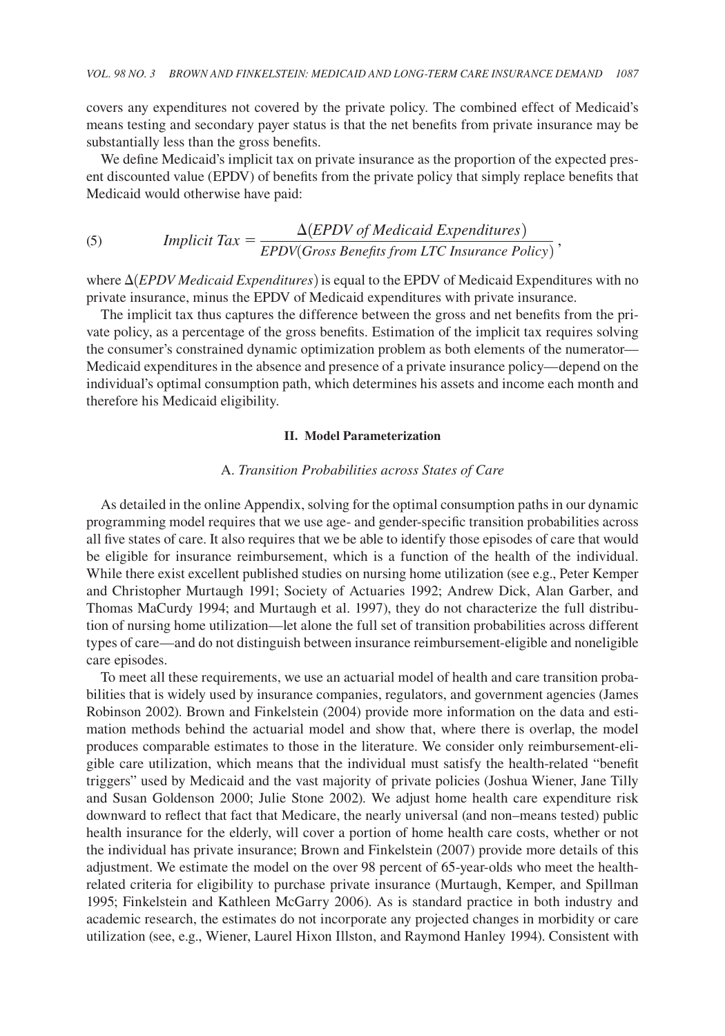covers any expenditures not covered by the private policy. The combined effect of Medicaid's means testing and secondary payer status is that the net benefits from private insurance may be substantially less than the gross benefits.

We define Medicaid's implicit tax on private insurance as the proportion of the expected present discounted value (EPDV) of benefits from the private policy that simply replace benefits that Medicaid would otherwise have paid:

$$\text{(5)} \qquad \textit{Implicit Tax} = \frac{\Delta(\textit{EPDV of Medicaid Expenditures})}{\textit{EPDV}(\textit{Gross Benefits from LTC Insurance Policy})},$$

where $\Delta(\textit{EPDV Medicaid Expenditures})$ is equal to the EPDV of Medicaid Expenditures with no private insurance, minus the EPDV of Medicaid expenditures with private insurance.

The implicit tax thus captures the difference between the gross and net benefits from the private policy, as a percentage of the gross benefits. Estimation of the implicit tax requires solving the consumer's constrained dynamic optimization problem as both elements of the numerator—Medicaid expenditures in the absence and presence of a private insurance policy—depend on the individual's optimal consumption path, which determines his assets and income each month and therefore his Medicaid eligibility.

## II. Model Parameterization

### A. *Transition Probabilities across States of Care*

As detailed in the online Appendix, solving for the optimal consumption paths in our dynamic programming model requires that we use age- and gender-specific transition probabilities across all five states of care. It also requires that we be able to identify those episodes of care that would be eligible for insurance reimbursement, which is a function of the health of the individual. While there exist excellent published studies on nursing home utilization (see e.g., Peter Kemper and Christopher Murtaugh 1991; Society of Actuaries 1992; Andrew Dick, Alan Garber, and Thomas MaCurdy 1994; and Murtaugh et al. 1997), they do not characterize the full distribution of nursing home utilization—let alone the full set of transition probabilities across different types of care—and do not distinguish between insurance reimbursement-eligible and noneligible care episodes.

To meet all these requirements, we use an actuarial model of health and care transition probabilities that is widely used by insurance companies, regulators, and government agencies (James Robinson 2002). Brown and Finkelstein (2004) provide more information on the data and estimation methods behind the actuarial model and show that, where there is overlap, the model produces comparable estimates to those in the literature. We consider only reimbursement-eligible care utilization, which means that the individual must satisfy the health-related "benefit triggers" used by Medicaid and the vast majority of private policies (Joshua Wiener, Jane Tilly and Susan Goldenson 2000; Julie Stone 2002). We adjust home health care expenditure risk downward to reflect that fact that Medicare, the nearly universal (and non–means tested) public health insurance for the elderly, will cover a portion of home health care costs, whether or not the individual has private insurance; Brown and Finkelstein (2007) provide more details of this adjustment. We estimate the model on the over 98 percent of 65-year-olds who meet the health-related criteria for eligibility to purchase private insurance (Murtaugh, Kemper, and Spillman 1995; Finkelstein and Kathleen McGarry 2006). As is standard practice in both industry and academic research, the estimates do not incorporate any projected changes in morbidity or care utilization (see, e.g., Wiener, Laurel Hixon Illston, and Raymond Hanley 1994). Consistent with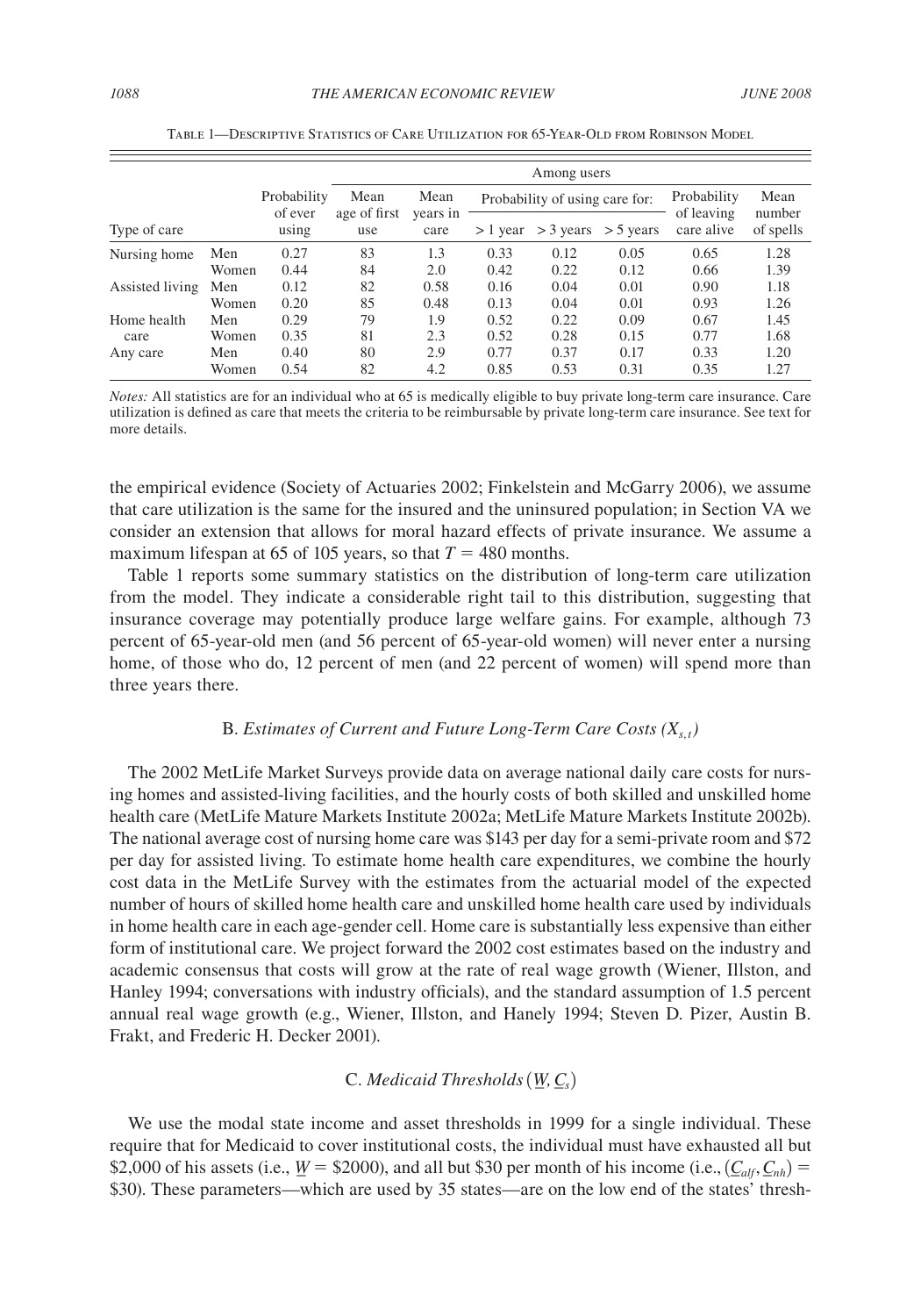Table 1—Descriptive Statistics of Care Utilization for 65-Year-Old from Robinson Model

| Type of care | | Probability of ever using | Among users | | | | | | |
|---|---|---|---|---|---|---|---|---|---|
| | | | Mean age of first use | Mean years in care | Probability of using care for: | | | Probability of leaving care alive | Mean number of spells |
| | | | | | > 1 year | > 3 years | > 5 years | | |
| Nursing home | Men | 0.27 | 83 | 1.3 | 0.33 | 0.12 | 0.05 | 0.65 | 1.28 |
| | Women | 0.44 | 84 | 2.0 | 0.42 | 0.22 | 0.12 | 0.66 | 1.39 |
| Assisted living | Men | 0.12 | 82 | 0.58 | 0.16 | 0.04 | 0.01 | 0.90 | 1.18 |
| | Women | 0.20 | 85 | 0.48 | 0.13 | 0.04 | 0.01 | 0.93 | 1.26 |
| Home health care | Men | 0.29 | 79 | 1.9 | 0.52 | 0.22 | 0.09 | 0.67 | 1.45 |
| | Women | 0.35 | 81 | 2.3 | 0.52 | 0.28 | 0.15 | 0.77 | 1.68 |
| Any care | Men | 0.40 | 80 | 2.9 | 0.77 | 0.37 | 0.17 | 0.33 | 1.20 |
| | Women | 0.54 | 82 | 4.2 | 0.85 | 0.53 | 0.31 | 0.35 | 1.27 |

*Notes:* All statistics are for an individual who at 65 is medically eligible to buy private long-term care insurance. Care utilization is defined as care that meets the criteria to be reimbursable by private long-term care insurance. See text for more details.

the empirical evidence (Society of Actuaries 2002; Finkelstein and McGarry 2006), we assume that care utilization is the same for the insured and the uninsured population; in Section VA we consider an extension that allows for moral hazard effects of private insurance. We assume a maximum lifespan at 65 of 105 years, so that $T = 480$ months.

Table 1 reports some summary statistics on the distribution of long-term care utilization from the model. They indicate a considerable right tail to this distribution, suggesting that insurance coverage may potentially produce large welfare gains. For example, although 73 percent of 65-year-old men (and 56 percent of 65-year-old women) will never enter a nursing home, of those who do, 12 percent of men (and 22 percent of women) will spend more than three years there.

### B. *Estimates of Current and Future Long-Term Care Costs ($X_{s,t}$)*

The 2002 MetLife Market Surveys provide data on average national daily care costs for nursing homes and assisted-living facilities, and the hourly costs of both skilled and unskilled home health care (MetLife Mature Markets Institute 2002a; MetLife Mature Markets Institute 2002b). The national average cost of nursing home care was \$143 per day for a semi-private room and \$72 per day for assisted living. To estimate home health care expenditures, we combine the hourly cost data in the MetLife Survey with the estimates from the actuarial model of the expected number of hours of skilled home health care and unskilled home health care used by individuals in home health care in each age-gender cell. Home care is substantially less expensive than either form of institutional care. We project forward the 2002 cost estimates based on the industry and academic consensus that costs will grow at the rate of real wage growth (Wiener, Illston, and Hanley 1994; conversations with industry officials), and the standard assumption of 1.5 percent annual real wage growth (e.g., Wiener, Illston, and Hanely 1994; Steven D. Pizer, Austin B. Frakt, and Frederic H. Decker 2001).

### C. *Medicaid Thresholds ($\underline{W}, \underline{C}_s$)*

We use the modal state income and asset thresholds in 1999 for a single individual. These require that for Medicaid to cover institutional costs, the individual must have exhausted all but \$2,000 of his assets (i.e., $\underline{W}$ = \$2000), and all but \$30 per month of his income (i.e., $(\underline{C}_{alf}, \underline{C}_{nh})$ = \$30). These parameters—which are used by 35 states—are on the low end of the states' thresh-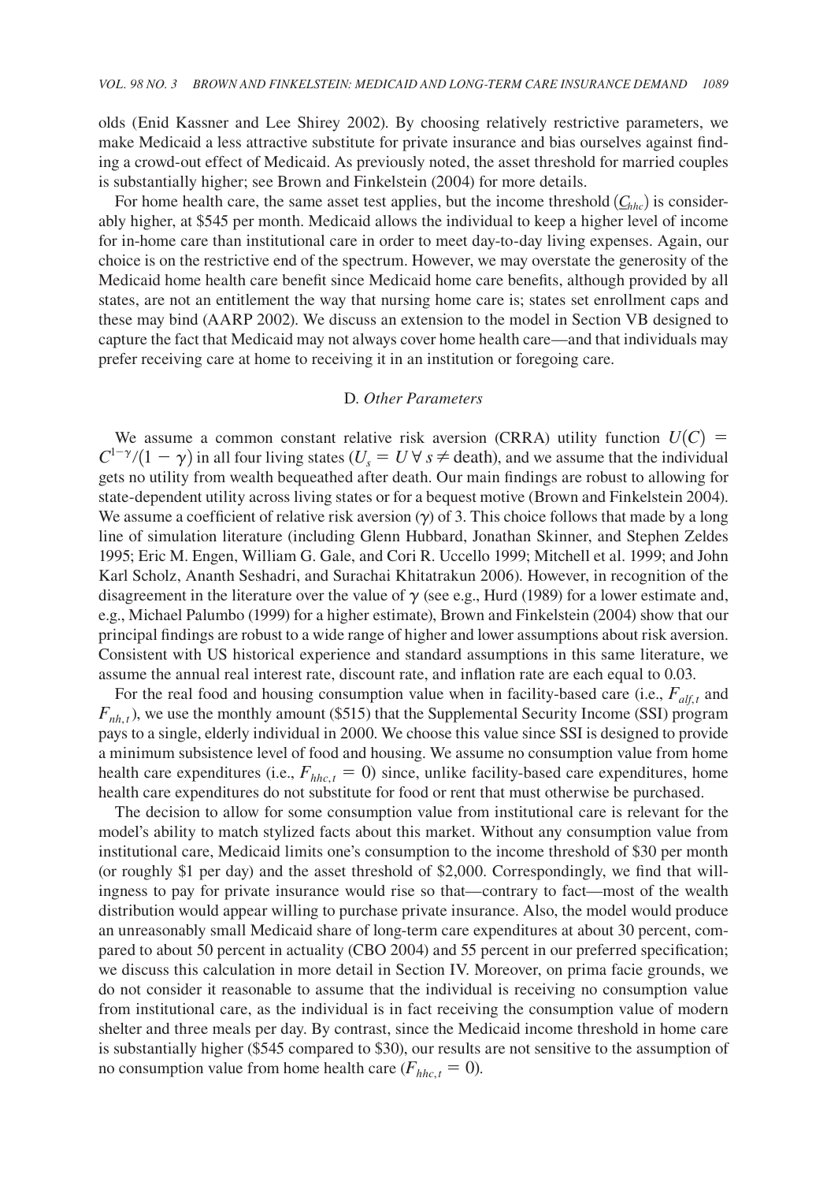olds (Enid Kassner and Lee Shirey 2002). By choosing relatively restrictive parameters, we make Medicaid a less attractive substitute for private insurance and bias ourselves against finding a crowd-out effect of Medicaid. As previously noted, the asset threshold for married couples is substantially higher; see Brown and Finkelstein (2004) for more details.

For home health care, the same asset test applies, but the income threshold ($\underline{C}_{hhc}$) is considerably higher, at \$545 per month. Medicaid allows the individual to keep a higher level of income for in-home care than institutional care in order to meet day-to-day living expenses. Again, our choice is on the restrictive end of the spectrum. However, we may overstate the generosity of the Medicaid home health care benefit since Medicaid home care benefits, although provided by all states, are not an entitlement the way that nursing home care is; states set enrollment caps and these may bind (AARP 2002). We discuss an extension to the model in Section VB designed to capture the fact that Medicaid may not always cover home health care—and that individuals may prefer receiving care at home to receiving it in an institution or foregoing care.

### D. *Other Parameters*

We assume a common constant relative risk aversion (CRRA) utility function $U(C) = C^{1-\gamma}/(1-\gamma)$ in all four living states ($U_s = U \; \forall \; s \neq \text{death}$), and we assume that the individual gets no utility from wealth bequeathed after death. Our main findings are robust to allowing for state-dependent utility across living states or for a bequest motive (Brown and Finkelstein 2004). We assume a coefficient of relative risk aversion ($\gamma$) of 3. This choice follows that made by a long line of simulation literature (including Glenn Hubbard, Jonathan Skinner, and Stephen Zeldes 1995; Eric M. Engen, William G. Gale, and Cori R. Uccello 1999; Mitchell et al. 1999; and John Karl Scholz, Ananth Seshadri, and Surachai Khitatrakun 2006). However, in recognition of the disagreement in the literature over the value of $\gamma$ (see e.g., Hurd (1989) for a lower estimate and, e.g., Michael Palumbo (1999) for a higher estimate), Brown and Finkelstein (2004) show that our principal findings are robust to a wide range of higher and lower assumptions about risk aversion. Consistent with US historical experience and standard assumptions in this same literature, we assume the annual real interest rate, discount rate, and inflation rate are each equal to 0.03.

For the real food and housing consumption value when in facility-based care (i.e., $F_{alf,t}$ and $F_{nh,t}$), we use the monthly amount (\$515) that the Supplemental Security Income (SSI) program pays to a single, elderly individual in 2000. We choose this value since SSI is designed to provide a minimum subsistence level of food and housing. We assume no consumption value from home health care expenditures (i.e., $F_{hhc,t} = 0$) since, unlike facility-based care expenditures, home health care expenditures do not substitute for food or rent that must otherwise be purchased.

The decision to allow for some consumption value from institutional care is relevant for the model's ability to match stylized facts about this market. Without any consumption value from institutional care, Medicaid limits one's consumption to the income threshold of \$30 per month (or roughly \$1 per day) and the asset threshold of \$2,000. Correspondingly, we find that willingness to pay for private insurance would rise so that—contrary to fact—most of the wealth distribution would appear willing to purchase private insurance. Also, the model would produce an unreasonably small Medicaid share of long-term care expenditures at about 30 percent, compared to about 50 percent in actuality (CBO 2004) and 55 percent in our preferred specification; we discuss this calculation in more detail in Section IV. Moreover, on prima facie grounds, we do not consider it reasonable to assume that the individual is receiving no consumption value from institutional care, as the individual is in fact receiving the consumption value of modern shelter and three meals per day. By contrast, since the Medicaid income threshold in home care is substantially higher (\$545 compared to \$30), our results are not sensitive to the assumption of no consumption value from home health care ($F_{hhc,t} = 0$).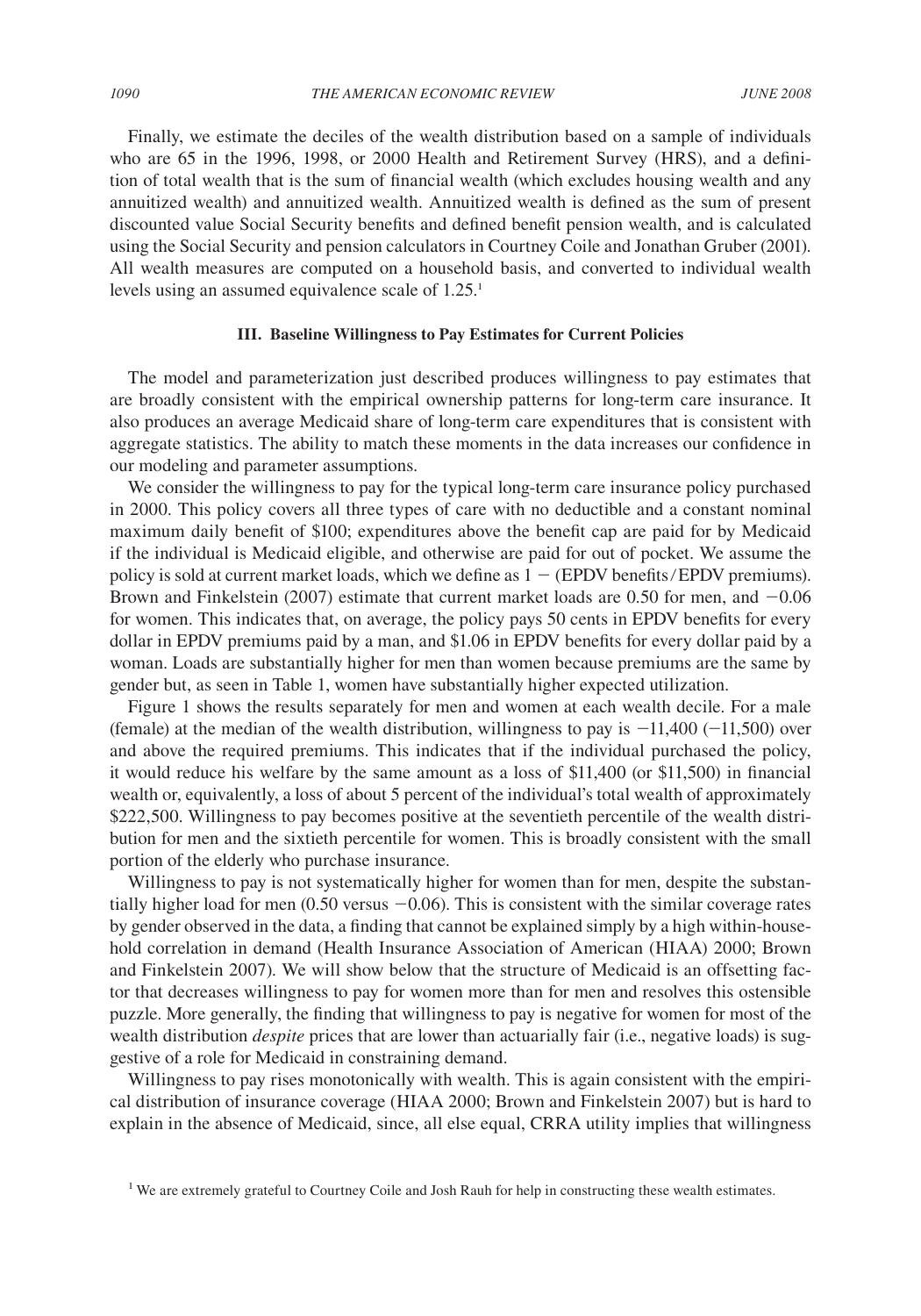Finally, we estimate the deciles of the wealth distribution based on a sample of individuals who are 65 in the 1996, 1998, or 2000 Health and Retirement Survey (HRS), and a definition of total wealth that is the sum of financial wealth (which excludes housing wealth and any annuitized wealth) and annuitized wealth. Annuitized wealth is defined as the sum of present discounted value Social Security benefits and defined benefit pension wealth, and is calculated using the Social Security and pension calculators in Courtney Coile and Jonathan Gruber (2001). All wealth measures are computed on a household basis, and converted to individual wealth levels using an assumed equivalence scale of 1.25.[1]

## III. Baseline Willingness to Pay Estimates for Current Policies

The model and parameterization just described produces willingness to pay estimates that are broadly consistent with the empirical ownership patterns for long-term care insurance. It also produces an average Medicaid share of long-term care expenditures that is consistent with aggregate statistics. The ability to match these moments in the data increases our confidence in our modeling and parameter assumptions.

We consider the willingness to pay for the typical long-term care insurance policy purchased in 2000. This policy covers all three types of care with no deductible and a constant nominal maximum daily benefit of \$100; expenditures above the benefit cap are paid for by Medicaid if the individual is Medicaid eligible, and otherwise are paid for out of pocket. We assume the policy is sold at current market loads, which we define as $1 -$ (EPDV benefits/EPDV premiums). Brown and Finkelstein (2007) estimate that current market loads are 0.50 for men, and $-0.06$ for women. This indicates that, on average, the policy pays 50 cents in EPDV benefits for every dollar in EPDV premiums paid by a man, and \$1.06 in EPDV benefits for every dollar paid by a woman. Loads are substantially higher for men than women because premiums are the same by gender but, as seen in Table 1, women have substantially higher expected utilization.

Figure 1 shows the results separately for men and women at each wealth decile. For a male (female) at the median of the wealth distribution, willingness to pay is $-11{,}400$ ($-11{,}500$) over and above the required premiums. This indicates that if the individual purchased the policy, it would reduce his welfare by the same amount as a loss of \$11,400 (or \$11,500) in financial wealth or, equivalently, a loss of about 5 percent of the individual's total wealth of approximately \$222,500. Willingness to pay becomes positive at the seventieth percentile of the wealth distribution for men and the sixtieth percentile for women. This is broadly consistent with the small portion of the elderly who purchase insurance.

Willingness to pay is not systematically higher for women than for men, despite the substantially higher load for men (0.50 versus $-0.06$). This is consistent with the similar coverage rates by gender observed in the data, a finding that cannot be explained simply by a high within-household correlation in demand (Health Insurance Association of American (HIAA) 2000; Brown and Finkelstein 2007). We will show below that the structure of Medicaid is an offsetting factor that decreases willingness to pay for women more than for men and resolves this ostensible puzzle. More generally, the finding that willingness to pay is negative for women for most of the wealth distribution *despite* prices that are lower than actuarially fair (i.e., negative loads) is suggestive of a role for Medicaid in constraining demand.

Willingness to pay rises monotonically with wealth. This is again consistent with the empirical distribution of insurance coverage (HIAA 2000; Brown and Finkelstein 2007) but is hard to explain in the absence of Medicaid, since, all else equal, CRRA utility implies that willingness

[1] We are extremely grateful to Courtney Coile and Josh Rauh for help in constructing these wealth estimates.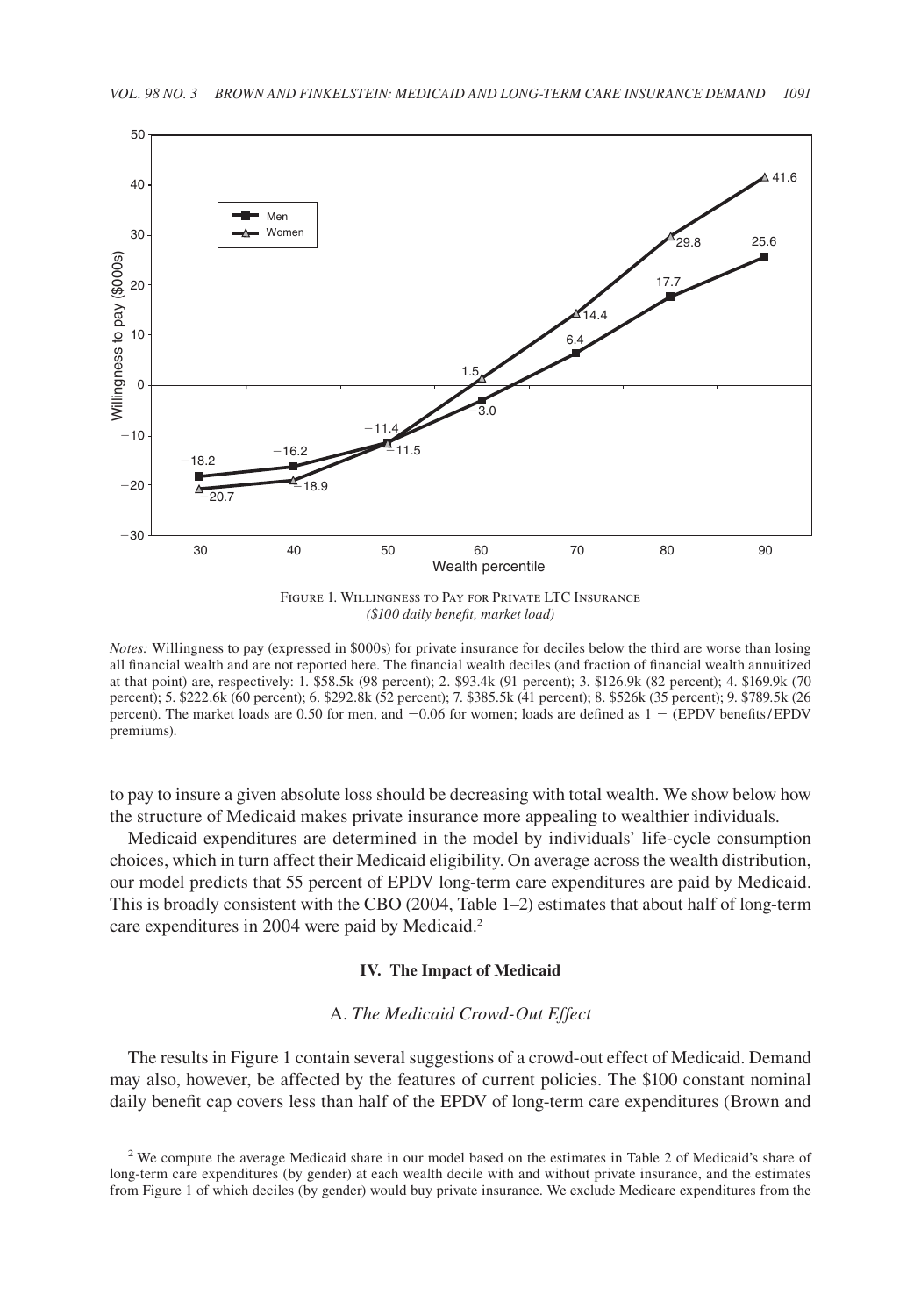Figure 1. Willingness to Pay for Private LTC Insurance

*($100 daily benefit, market load)*

*Notes:* Willingness to pay (expressed in $000s) for private insurance for deciles below the third are worse than losing all financial wealth and are not reported here. The financial wealth deciles (and fraction of financial wealth annuitized at that point) are, respectively: 1. $58.5k (98 percent); 2. $93.4k (91 percent); 3. $126.9k (82 percent); 4. $169.9k (70 percent); 5. $222.6k (60 percent); 6. $292.8k (52 percent); 7. $385.5k (41 percent); 8. $526k (35 percent); 9. $789.5k (26 percent). The market loads are 0.50 for men, and −0.06 for women; loads are defined as 1 − (EPDV benefits/EPDV premiums).

to pay to insure a given absolute loss should be decreasing with total wealth. We show below how the structure of Medicaid makes private insurance more appealing to wealthier individuals.

Medicaid expenditures are determined in the model by individuals' life-cycle consumption choices, which in turn affect their Medicaid eligibility. On average across the wealth distribution, our model predicts that 55 percent of EPDV long-term care expenditures are paid by Medicaid. This is broadly consistent with the CBO (2004, Table 1–2) estimates that about half of long-term care expenditures in 2004 were paid by Medicaid.[2]

## IV. The Impact of Medicaid

### A. *The Medicaid Crowd-Out Effect*

The results in Figure 1 contain several suggestions of a crowd-out effect of Medicaid. Demand may also, however, be affected by the features of current policies. The $100 constant nominal daily benefit cap covers less than half of the EPDV of long-term care expenditures (Brown and

[2] We compute the average Medicaid share in our model based on the estimates in Table 2 of Medicaid's share of long-term care expenditures (by gender) at each wealth decile with and without private insurance, and the estimates from Figure 1 of which deciles (by gender) would buy private insurance. We exclude Medicare expenditures from the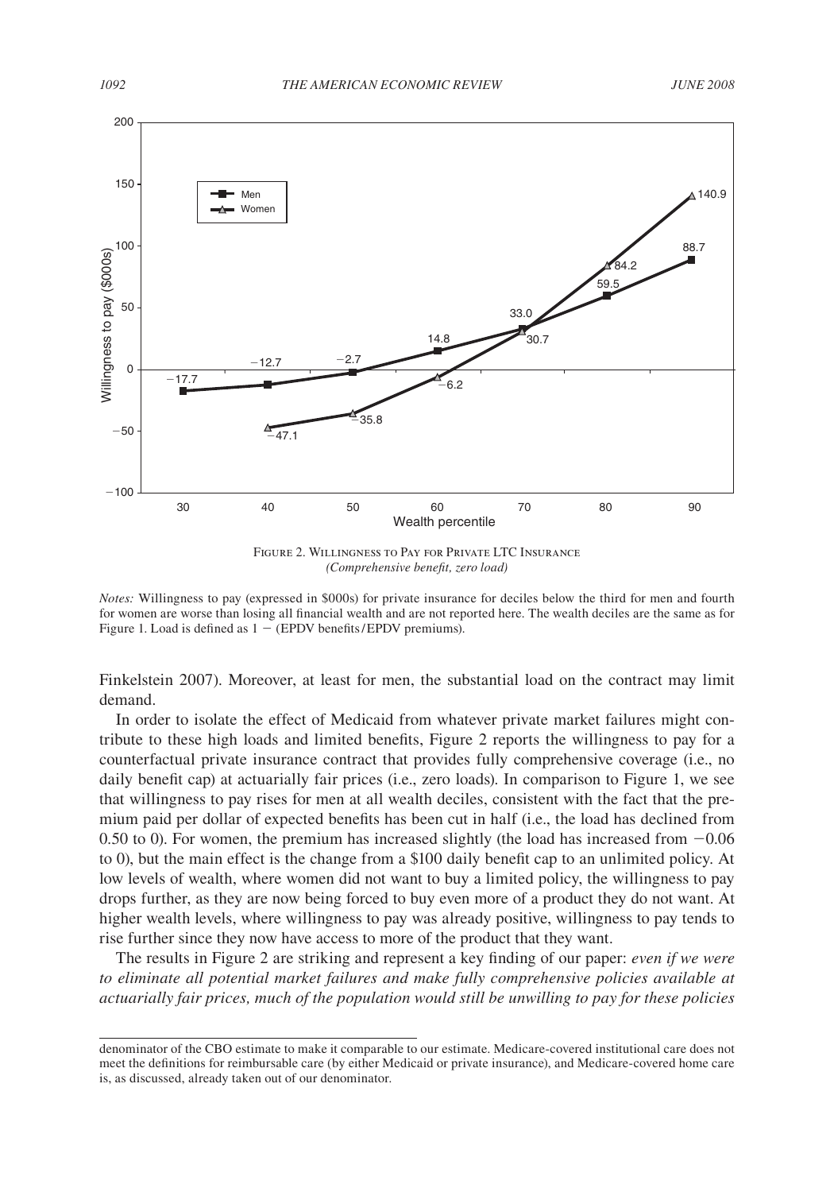Figure 2. Willingness to Pay for Private LTC Insurance
*(Comprehensive benefit, zero load)*

*Notes:* Willingness to pay (expressed in \$000s) for private insurance for deciles below the third for men and fourth for women are worse than losing all financial wealth and are not reported here. The wealth deciles are the same as for Figure 1. Load is defined as $1 - $ (EPDV benefits/EPDV premiums).

Finkelstein 2007). Moreover, at least for men, the substantial load on the contract may limit demand.

In order to isolate the effect of Medicaid from whatever private market failures might contribute to these high loads and limited benefits, Figure 2 reports the willingness to pay for a counterfactual private insurance contract that provides fully comprehensive coverage (i.e., no daily benefit cap) at actuarially fair prices (i.e., zero loads). In comparison to Figure 1, we see that willingness to pay rises for men at all wealth deciles, consistent with the fact that the premium paid per dollar of expected benefits has been cut in half (i.e., the load has declined from 0.50 to 0). For women, the premium has increased slightly (the load has increased from $-0.06$ to 0), but the main effect is the change from a \$100 daily benefit cap to an unlimited policy. At low levels of wealth, where women did not want to buy a limited policy, the willingness to pay drops further, as they are now being forced to buy even more of a product they do not want. At higher wealth levels, where willingness to pay was already positive, willingness to pay tends to rise further since they now have access to more of the product that they want.

The results in Figure 2 are striking and represent a key finding of our paper: *even if we were to eliminate all potential market failures and make fully comprehensive policies available at actuarially fair prices, much of the population would still be unwilling to pay for these policies*

denominator of the CBO estimate to make it comparable to our estimate. Medicare-covered institutional care does not meet the definitions for reimbursable care (by either Medicaid or private insurance), and Medicare-covered home care is, as discussed, already taken out of our denominator.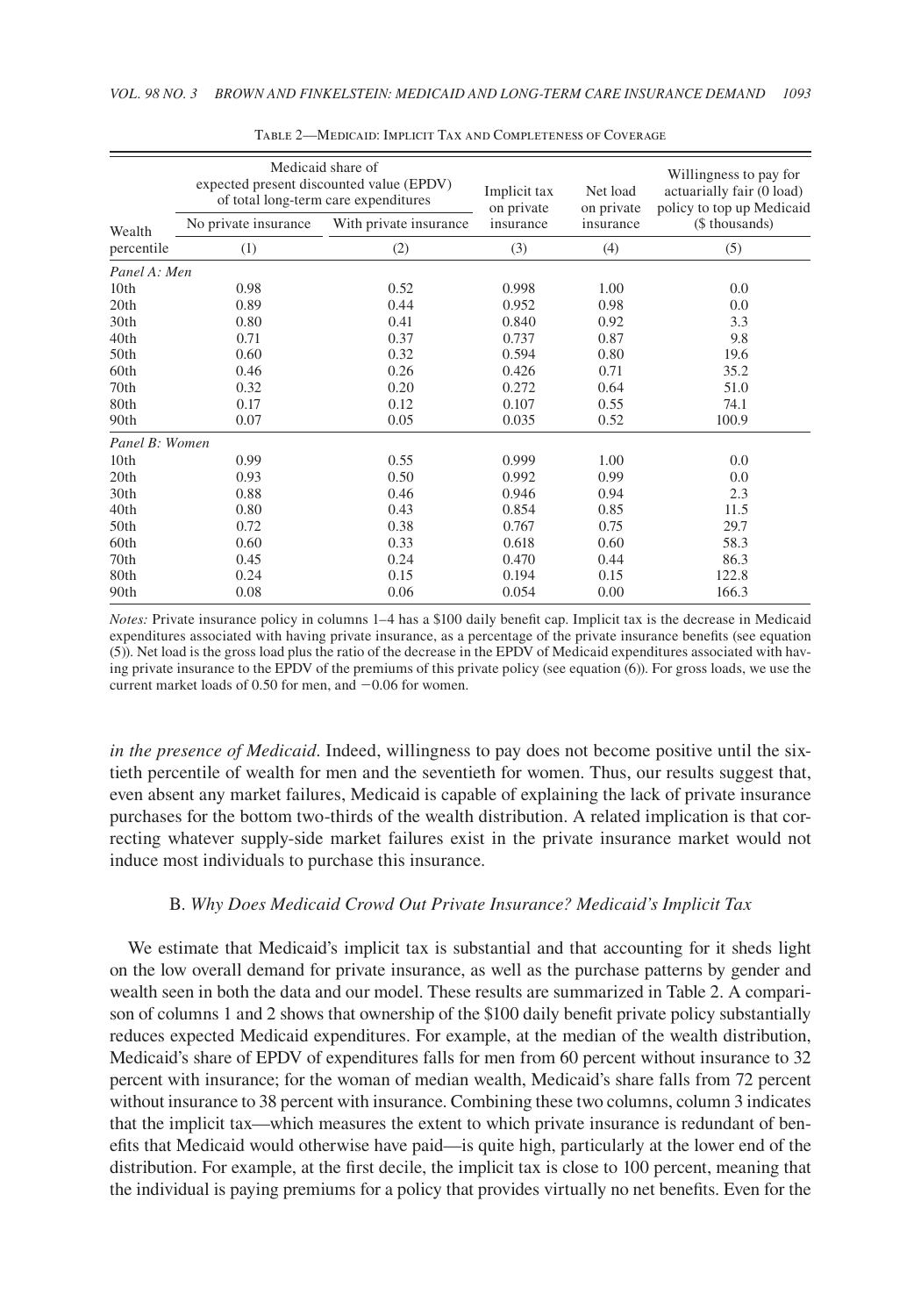Table 2—Medicaid: Implicit Tax and Completeness of Coverage

| Wealth percentile | Medicaid share of expected present discounted value (EPDV) of total long-term care expenditures | | Implicit tax on private insurance | Net load on private insurance | Willingness to pay for actuarially fair (0 load) policy to top up Medicaid ($ thousands) |
|---|---|---|---|---|---|
| | No private insurance | With private insurance | | | |
| | (1) | (2) | (3) | (4) | (5) |
| *Panel A: Men* | | | | | |
| 10th | 0.98 | 0.52 | 0.998 | 1.00 | 0.0 |
| 20th | 0.89 | 0.44 | 0.952 | 0.98 | 0.0 |
| 30th | 0.80 | 0.41 | 0.840 | 0.92 | 3.3 |
| 40th | 0.71 | 0.37 | 0.737 | 0.87 | 9.8 |
| 50th | 0.60 | 0.32 | 0.594 | 0.80 | 19.6 |
| 60th | 0.46 | 0.26 | 0.426 | 0.71 | 35.2 |
| 70th | 0.32 | 0.20 | 0.272 | 0.64 | 51.0 |
| 80th | 0.17 | 0.12 | 0.107 | 0.55 | 74.1 |
| 90th | 0.07 | 0.05 | 0.035 | 0.52 | 100.9 |
| *Panel B: Women* | | | | | |
| 10th | 0.99 | 0.55 | 0.999 | 1.00 | 0.0 |
| 20th | 0.93 | 0.50 | 0.992 | 0.99 | 0.0 |
| 30th | 0.88 | 0.46 | 0.946 | 0.94 | 2.3 |
| 40th | 0.80 | 0.43 | 0.854 | 0.85 | 11.5 |
| 50th | 0.72 | 0.38 | 0.767 | 0.75 | 29.7 |
| 60th | 0.60 | 0.33 | 0.618 | 0.60 | 58.3 |
| 70th | 0.45 | 0.24 | 0.470 | 0.44 | 86.3 |
| 80th | 0.24 | 0.15 | 0.194 | 0.15 | 122.8 |
| 90th | 0.08 | 0.06 | 0.054 | 0.00 | 166.3 |

*Notes:* Private insurance policy in columns 1–4 has a $100 daily benefit cap. Implicit tax is the decrease in Medicaid expenditures associated with having private insurance, as a percentage of the private insurance benefits (see equation (5)). Net load is the gross load plus the ratio of the decrease in the EPDV of Medicaid expenditures associated with having private insurance to the EPDV of the premiums of this private policy (see equation (6)). For gross loads, we use the current market loads of 0.50 for men, and −0.06 for women.

*in the presence of Medicaid*. Indeed, willingness to pay does not become positive until the sixtieth percentile of wealth for men and the seventieth for women. Thus, our results suggest that, even absent any market failures, Medicaid is capable of explaining the lack of private insurance purchases for the bottom two-thirds of the wealth distribution. A related implication is that correcting whatever supply-side market failures exist in the private insurance market would not induce most individuals to purchase this insurance.

### B. *Why Does Medicaid Crowd Out Private Insurance? Medicaid's Implicit Tax*

We estimate that Medicaid's implicit tax is substantial and that accounting for it sheds light on the low overall demand for private insurance, as well as the purchase patterns by gender and wealth seen in both the data and our model. These results are summarized in Table 2. A comparison of columns 1 and 2 shows that ownership of the $100 daily benefit private policy substantially reduces expected Medicaid expenditures. For example, at the median of the wealth distribution, Medicaid's share of EPDV of expenditures falls for men from 60 percent without insurance to 32 percent with insurance; for the woman of median wealth, Medicaid's share falls from 72 percent without insurance to 38 percent with insurance. Combining these two columns, column 3 indicates that the implicit tax—which measures the extent to which private insurance is redundant of benefits that Medicaid would otherwise have paid—is quite high, particularly at the lower end of the distribution. For example, at the first decile, the implicit tax is close to 100 percent, meaning that the individual is paying premiums for a policy that provides virtually no net benefits. Even for the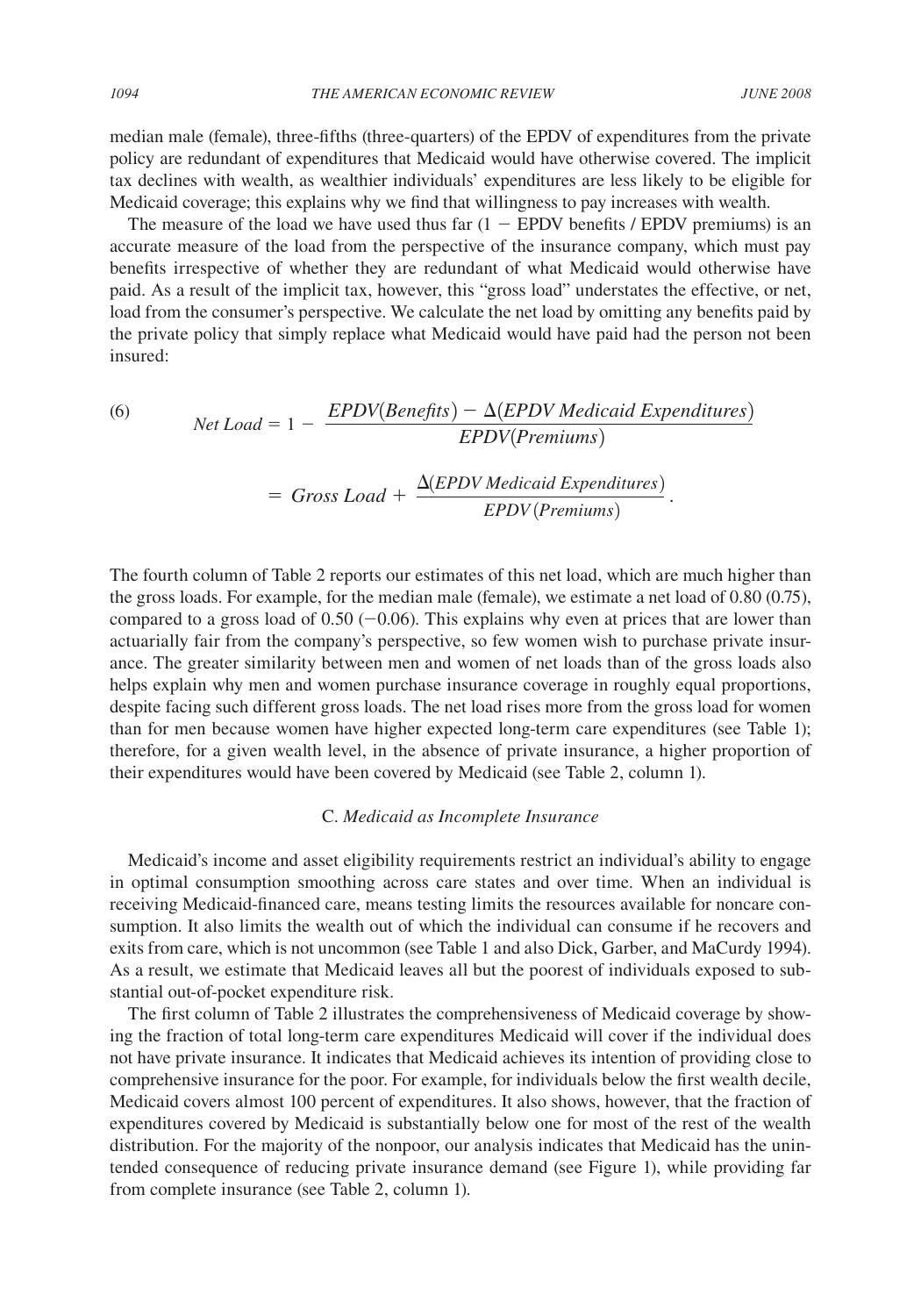median male (female), three-fifths (three-quarters) of the EPDV of expenditures from the private policy are redundant of expenditures that Medicaid would have otherwise covered. The implicit tax declines with wealth, as wealthier individuals' expenditures are less likely to be eligible for Medicaid coverage; this explains why we find that willingness to pay increases with wealth.

The measure of the load we have used thus far ($1 -$ EPDV benefits / EPDV premiums) is an accurate measure of the load from the perspective of the insurance company, which must pay benefits irrespective of whether they are redundant of what Medicaid would otherwise have paid. As a result of the implicit tax, however, this "gross load" understates the effective, or net, load from the consumer's perspective. We calculate the net load by omitting any benefits paid by the private policy that simply replace what Medicaid would have paid had the person not been insured:

$$\text{(6)} \qquad Net\ Load = 1 - \frac{EPDV(Benefits) - \Delta(EPDV\ Medicaid\ Expenditures)}{EPDV(Premiums)}$$

$$= Gross\ Load + \frac{\Delta(EPDV\ Medicaid\ Expenditures)}{EPDV(Premiums)}.$$

The fourth column of Table 2 reports our estimates of this net load, which are much higher than the gross loads. For example, for the median male (female), we estimate a net load of 0.80 (0.75), compared to a gross load of 0.50 (−0.06). This explains why even at prices that are lower than actuarially fair from the company's perspective, so few women wish to purchase private insurance. The greater similarity between men and women of net loads than of the gross loads also helps explain why men and women purchase insurance coverage in roughly equal proportions, despite facing such different gross loads. The net load rises more from the gross load for women than for men because women have higher expected long-term care expenditures (see Table 1); therefore, for a given wealth level, in the absence of private insurance, a higher proportion of their expenditures would have been covered by Medicaid (see Table 2, column 1).

### C. *Medicaid as Incomplete Insurance*

Medicaid's income and asset eligibility requirements restrict an individual's ability to engage in optimal consumption smoothing across care states and over time. When an individual is receiving Medicaid-financed care, means testing limits the resources available for noncare consumption. It also limits the wealth out of which the individual can consume if he recovers and exits from care, which is not uncommon (see Table 1 and also Dick, Garber, and MaCurdy 1994). As a result, we estimate that Medicaid leaves all but the poorest of individuals exposed to substantial out-of-pocket expenditure risk.

The first column of Table 2 illustrates the comprehensiveness of Medicaid coverage by showing the fraction of total long-term care expenditures Medicaid will cover if the individual does not have private insurance. It indicates that Medicaid achieves its intention of providing close to comprehensive insurance for the poor. For example, for individuals below the first wealth decile, Medicaid covers almost 100 percent of expenditures. It also shows, however, that the fraction of expenditures covered by Medicaid is substantially below one for most of the rest of the wealth distribution. For the majority of the nonpoor, our analysis indicates that Medicaid has the unintended consequence of reducing private insurance demand (see Figure 1), while providing far from complete insurance (see Table 2, column 1).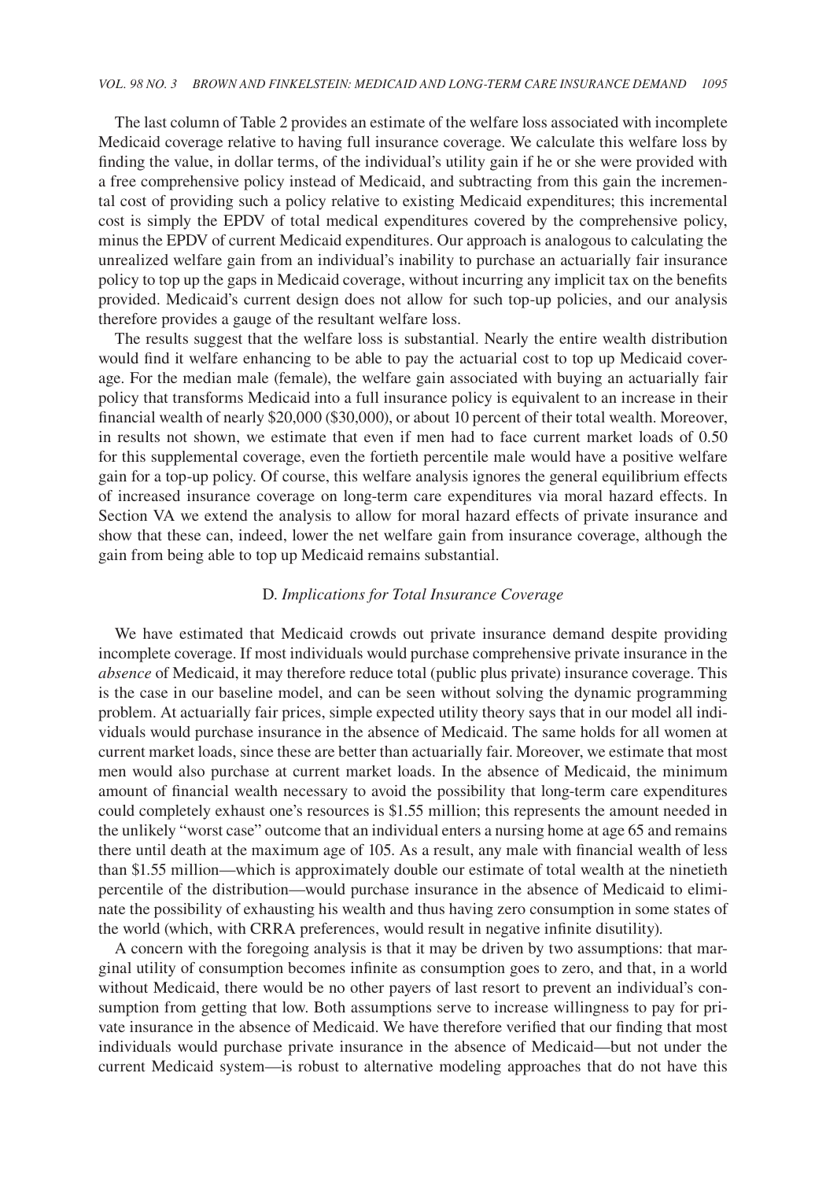The last column of Table 2 provides an estimate of the welfare loss associated with incomplete Medicaid coverage relative to having full insurance coverage. We calculate this welfare loss by finding the value, in dollar terms, of the individual's utility gain if he or she were provided with a free comprehensive policy instead of Medicaid, and subtracting from this gain the incremental cost of providing such a policy relative to existing Medicaid expenditures; this incremental cost is simply the EPDV of total medical expenditures covered by the comprehensive policy, minus the EPDV of current Medicaid expenditures. Our approach is analogous to calculating the unrealized welfare gain from an individual's inability to purchase an actuarially fair insurance policy to top up the gaps in Medicaid coverage, without incurring any implicit tax on the benefits provided. Medicaid's current design does not allow for such top-up policies, and our analysis therefore provides a gauge of the resultant welfare loss.

The results suggest that the welfare loss is substantial. Nearly the entire wealth distribution would find it welfare enhancing to be able to pay the actuarial cost to top up Medicaid coverage. For the median male (female), the welfare gain associated with buying an actuarially fair policy that transforms Medicaid into a full insurance policy is equivalent to an increase in their financial wealth of nearly \$20,000 (\$30,000), or about 10 percent of their total wealth. Moreover, in results not shown, we estimate that even if men had to face current market loads of 0.50 for this supplemental coverage, even the fortieth percentile male would have a positive welfare gain for a top-up policy. Of course, this welfare analysis ignores the general equilibrium effects of increased insurance coverage on long-term care expenditures via moral hazard effects. In Section VA we extend the analysis to allow for moral hazard effects of private insurance and show that these can, indeed, lower the net welfare gain from insurance coverage, although the gain from being able to top up Medicaid remains substantial.

### D. *Implications for Total Insurance Coverage*

We have estimated that Medicaid crowds out private insurance demand despite providing incomplete coverage. If most individuals would purchase comprehensive private insurance in the *absence* of Medicaid, it may therefore reduce total (public plus private) insurance coverage. This is the case in our baseline model, and can be seen without solving the dynamic programming problem. At actuarially fair prices, simple expected utility theory says that in our model all individuals would purchase insurance in the absence of Medicaid. The same holds for all women at current market loads, since these are better than actuarially fair. Moreover, we estimate that most men would also purchase at current market loads. In the absence of Medicaid, the minimum amount of financial wealth necessary to avoid the possibility that long-term care expenditures could completely exhaust one's resources is \$1.55 million; this represents the amount needed in the unlikely "worst case" outcome that an individual enters a nursing home at age 65 and remains there until death at the maximum age of 105. As a result, any male with financial wealth of less than \$1.55 million—which is approximately double our estimate of total wealth at the ninetieth percentile of the distribution—would purchase insurance in the absence of Medicaid to eliminate the possibility of exhausting his wealth and thus having zero consumption in some states of the world (which, with CRRA preferences, would result in negative infinite disutility).

A concern with the foregoing analysis is that it may be driven by two assumptions: that marginal utility of consumption becomes infinite as consumption goes to zero, and that, in a world without Medicaid, there would be no other payers of last resort to prevent an individual's consumption from getting that low. Both assumptions serve to increase willingness to pay for private insurance in the absence of Medicaid. We have therefore verified that our finding that most individuals would purchase private insurance in the absence of Medicaid—but not under the current Medicaid system—is robust to alternative modeling approaches that do not have this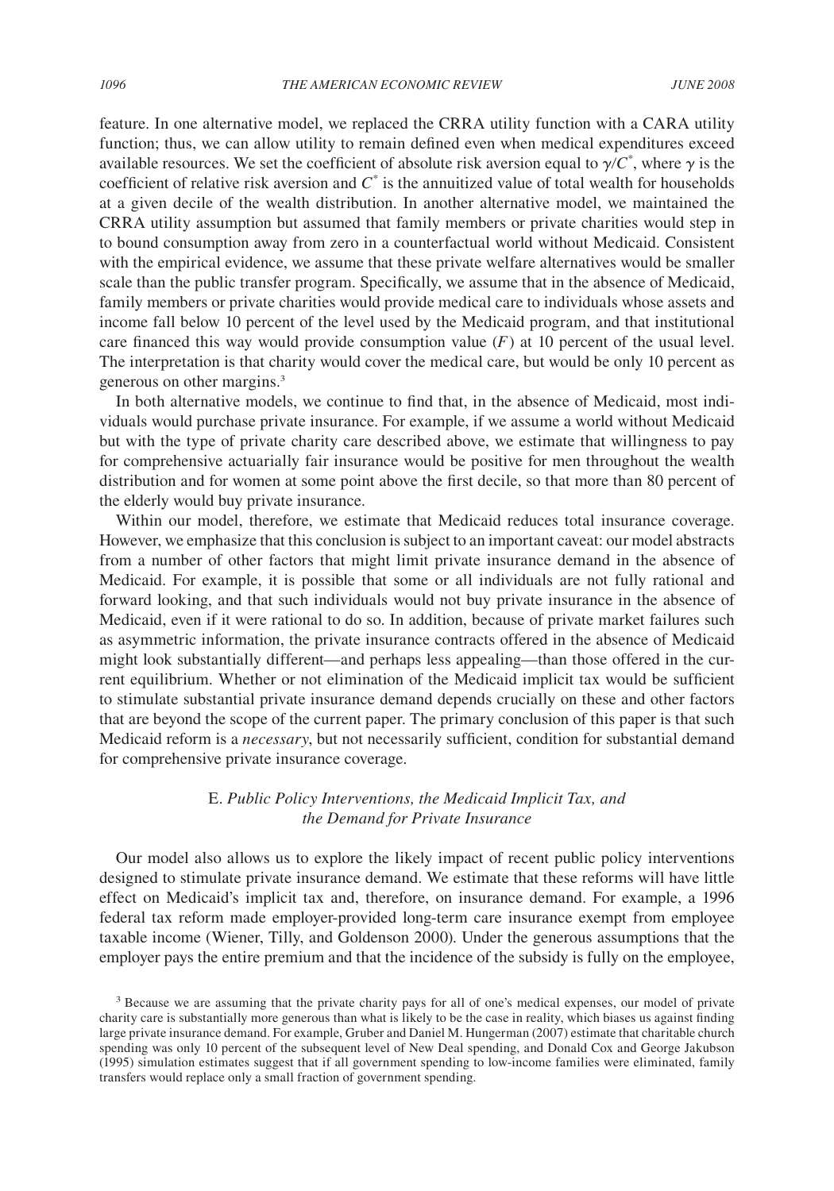feature. In one alternative model, we replaced the CRRA utility function with a CARA utility function; thus, we can allow utility to remain defined even when medical expenditures exceed available resources. We set the coefficient of absolute risk aversion equal to $\gamma/C^*$, where $\gamma$ is the coefficient of relative risk aversion and $C^*$ is the annuitized value of total wealth for households at a given decile of the wealth distribution. In another alternative model, we maintained the CRRA utility assumption but assumed that family members or private charities would step in to bound consumption away from zero in a counterfactual world without Medicaid. Consistent with the empirical evidence, we assume that these private welfare alternatives would be smaller scale than the public transfer program. Specifically, we assume that in the absence of Medicaid, family members or private charities would provide medical care to individuals whose assets and income fall below 10 percent of the level used by the Medicaid program, and that institutional care financed this way would provide consumption value ($F$) at 10 percent of the usual level. The interpretation is that charity would cover the medical care, but would be only 10 percent as generous on other margins.[3]

In both alternative models, we continue to find that, in the absence of Medicaid, most individuals would purchase private insurance. For example, if we assume a world without Medicaid but with the type of private charity care described above, we estimate that willingness to pay for comprehensive actuarially fair insurance would be positive for men throughout the wealth distribution and for women at some point above the first decile, so that more than 80 percent of the elderly would buy private insurance.

Within our model, therefore, we estimate that Medicaid reduces total insurance coverage. However, we emphasize that this conclusion is subject to an important caveat: our model abstracts from a number of other factors that might limit private insurance demand in the absence of Medicaid. For example, it is possible that some or all individuals are not fully rational and forward looking, and that such individuals would not buy private insurance in the absence of Medicaid, even if it were rational to do so. In addition, because of private market failures such as asymmetric information, the private insurance contracts offered in the absence of Medicaid might look substantially different—and perhaps less appealing—than those offered in the current equilibrium. Whether or not elimination of the Medicaid implicit tax would be sufficient to stimulate substantial private insurance demand depends crucially on these and other factors that are beyond the scope of the current paper. The primary conclusion of this paper is that such Medicaid reform is a *necessary*, but not necessarily sufficient, condition for substantial demand for comprehensive private insurance coverage.

### E. *Public Policy Interventions, the Medicaid Implicit Tax, and the Demand for Private Insurance*

Our model also allows us to explore the likely impact of recent public policy interventions designed to stimulate private insurance demand. We estimate that these reforms will have little effect on Medicaid's implicit tax and, therefore, on insurance demand. For example, a 1996 federal tax reform made employer-provided long-term care insurance exempt from employee taxable income (Wiener, Tilly, and Goldenson 2000). Under the generous assumptions that the employer pays the entire premium and that the incidence of the subsidy is fully on the employee,

[3] Because we are assuming that the private charity pays for all of one's medical expenses, our model of private charity care is substantially more generous than what is likely to be the case in reality, which biases us against finding large private insurance demand. For example, Gruber and Daniel M. Hungerman (2007) estimate that charitable church spending was only 10 percent of the subsequent level of New Deal spending, and Donald Cox and George Jakubson (1995) simulation estimates suggest that if all government spending to low-income families were eliminated, family transfers would replace only a small fraction of government spending.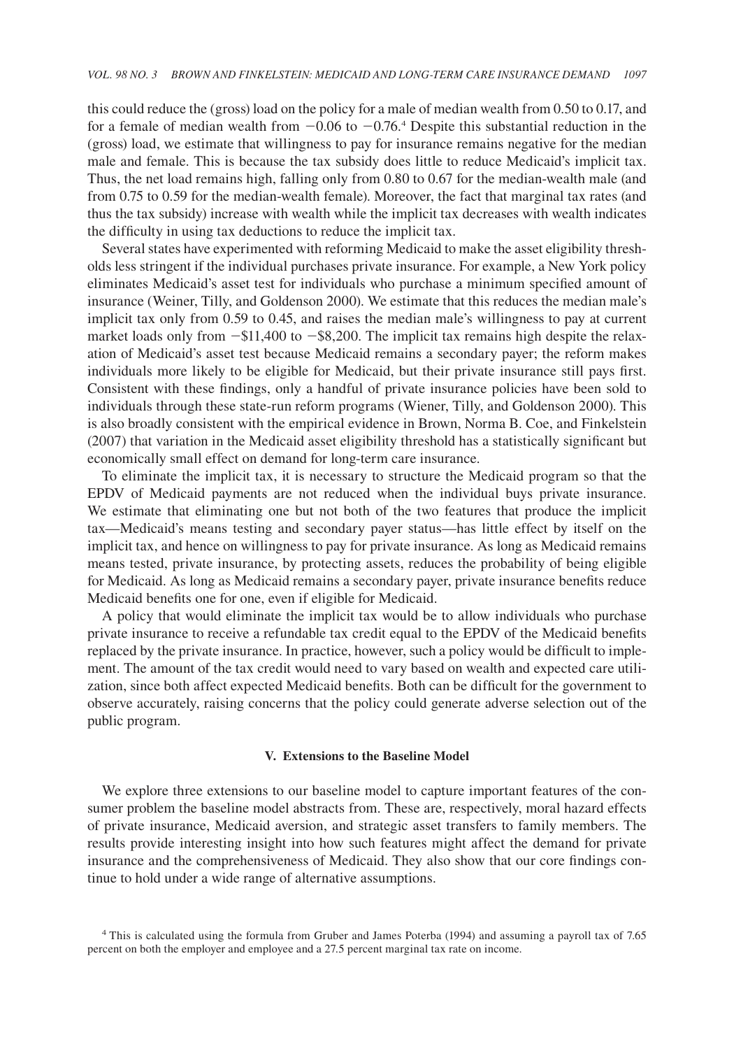this could reduce the (gross) load on the policy for a male of median wealth from 0.50 to 0.17, and for a female of median wealth from −0.06 to −0.76.[4] Despite this substantial reduction in the (gross) load, we estimate that willingness to pay for insurance remains negative for the median male and female. This is because the tax subsidy does little to reduce Medicaid's implicit tax. Thus, the net load remains high, falling only from 0.80 to 0.67 for the median-wealth male (and from 0.75 to 0.59 for the median-wealth female). Moreover, the fact that marginal tax rates (and thus the tax subsidy) increase with wealth while the implicit tax decreases with wealth indicates the difficulty in using tax deductions to reduce the implicit tax.

Several states have experimented with reforming Medicaid to make the asset eligibility thresholds less stringent if the individual purchases private insurance. For example, a New York policy eliminates Medicaid's asset test for individuals who purchase a minimum specified amount of insurance (Weiner, Tilly, and Goldenson 2000). We estimate that this reduces the median male's implicit tax only from 0.59 to 0.45, and raises the median male's willingness to pay at current market loads only from −\$11,400 to −\$8,200. The implicit tax remains high despite the relaxation of Medicaid's asset test because Medicaid remains a secondary payer; the reform makes individuals more likely to be eligible for Medicaid, but their private insurance still pays first. Consistent with these findings, only a handful of private insurance policies have been sold to individuals through these state-run reform programs (Wiener, Tilly, and Goldenson 2000). This is also broadly consistent with the empirical evidence in Brown, Norma B. Coe, and Finkelstein (2007) that variation in the Medicaid asset eligibility threshold has a statistically significant but economically small effect on demand for long-term care insurance.

To eliminate the implicit tax, it is necessary to structure the Medicaid program so that the EPDV of Medicaid payments are not reduced when the individual buys private insurance. We estimate that eliminating one but not both of the two features that produce the implicit tax—Medicaid's means testing and secondary payer status—has little effect by itself on the implicit tax, and hence on willingness to pay for private insurance. As long as Medicaid remains means tested, private insurance, by protecting assets, reduces the probability of being eligible for Medicaid. As long as Medicaid remains a secondary payer, private insurance benefits reduce Medicaid benefits one for one, even if eligible for Medicaid.

A policy that would eliminate the implicit tax would be to allow individuals who purchase private insurance to receive a refundable tax credit equal to the EPDV of the Medicaid benefits replaced by the private insurance. In practice, however, such a policy would be difficult to implement. The amount of the tax credit would need to vary based on wealth and expected care utilization, since both affect expected Medicaid benefits. Both can be difficult for the government to observe accurately, raising concerns that the policy could generate adverse selection out of the public program.

## V. Extensions to the Baseline Model

We explore three extensions to our baseline model to capture important features of the consumer problem the baseline model abstracts from. These are, respectively, moral hazard effects of private insurance, Medicaid aversion, and strategic asset transfers to family members. The results provide interesting insight into how such features might affect the demand for private insurance and the comprehensiveness of Medicaid. They also show that our core findings continue to hold under a wide range of alternative assumptions.

[4] This is calculated using the formula from Gruber and James Poterba (1994) and assuming a payroll tax of 7.65 percent on both the employer and employee and a 27.5 percent marginal tax rate on income.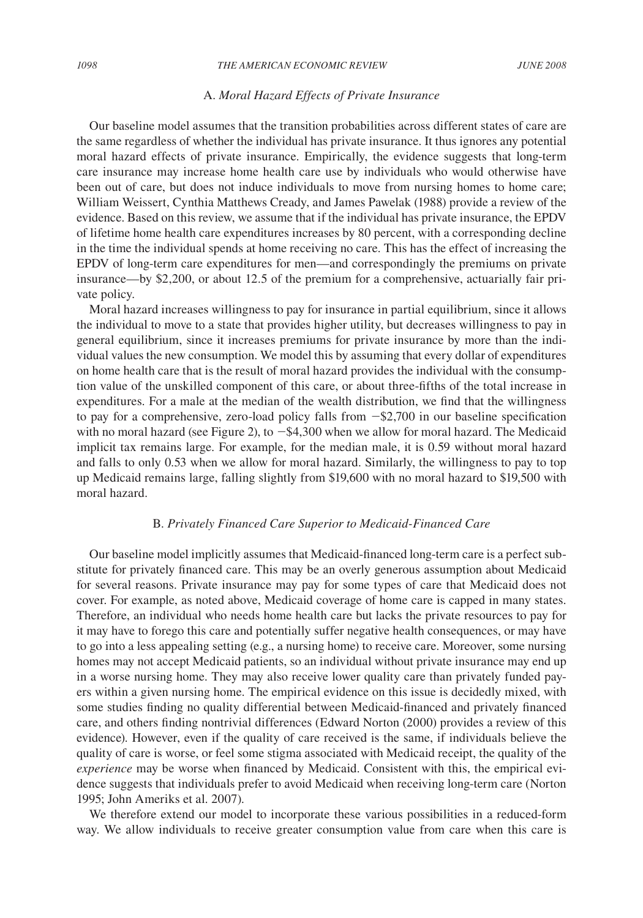### A. *Moral Hazard Effects of Private Insurance*

Our baseline model assumes that the transition probabilities across different states of care are the same regardless of whether the individual has private insurance. It thus ignores any potential moral hazard effects of private insurance. Empirically, the evidence suggests that long-term care insurance may increase home health care use by individuals who would otherwise have been out of care, but does not induce individuals to move from nursing homes to home care; William Weissert, Cynthia Matthews Cready, and James Pawelak (1988) provide a review of the evidence. Based on this review, we assume that if the individual has private insurance, the EPDV of lifetime home health care expenditures increases by 80 percent, with a corresponding decline in the time the individual spends at home receiving no care. This has the effect of increasing the EPDV of long-term care expenditures for men—and correspondingly the premiums on private insurance—by \$2,200, or about 12.5 of the premium for a comprehensive, actuarially fair private policy.

Moral hazard increases willingness to pay for insurance in partial equilibrium, since it allows the individual to move to a state that provides higher utility, but decreases willingness to pay in general equilibrium, since it increases premiums for private insurance by more than the individual values the new consumption. We model this by assuming that every dollar of expenditures on home health care that is the result of moral hazard provides the individual with the consumption value of the unskilled component of this care, or about three-fifths of the total increase in expenditures. For a male at the median of the wealth distribution, we find that the willingness to pay for a comprehensive, zero-load policy falls from −\$2,700 in our baseline specification with no moral hazard (see Figure 2), to −\$4,300 when we allow for moral hazard. The Medicaid implicit tax remains large. For example, for the median male, it is 0.59 without moral hazard and falls to only 0.53 when we allow for moral hazard. Similarly, the willingness to pay to top up Medicaid remains large, falling slightly from \$19,600 with no moral hazard to \$19,500 with moral hazard.

### B. *Privately Financed Care Superior to Medicaid-Financed Care*

Our baseline model implicitly assumes that Medicaid-financed long-term care is a perfect substitute for privately financed care. This may be an overly generous assumption about Medicaid for several reasons. Private insurance may pay for some types of care that Medicaid does not cover. For example, as noted above, Medicaid coverage of home care is capped in many states. Therefore, an individual who needs home health care but lacks the private resources to pay for it may have to forego this care and potentially suffer negative health consequences, or may have to go into a less appealing setting (e.g., a nursing home) to receive care. Moreover, some nursing homes may not accept Medicaid patients, so an individual without private insurance may end up in a worse nursing home. They may also receive lower quality care than privately funded payers within a given nursing home. The empirical evidence on this issue is decidedly mixed, with some studies finding no quality differential between Medicaid-financed and privately financed care, and others finding nontrivial differences (Edward Norton (2000) provides a review of this evidence). However, even if the quality of care received is the same, if individuals believe the quality of care is worse, or feel some stigma associated with Medicaid receipt, the quality of the *experience* may be worse when financed by Medicaid. Consistent with this, the empirical evidence suggests that individuals prefer to avoid Medicaid when receiving long-term care (Norton 1995; John Ameriks et al. 2007).

We therefore extend our model to incorporate these various possibilities in a reduced-form way. We allow individuals to receive greater consumption value from care when this care is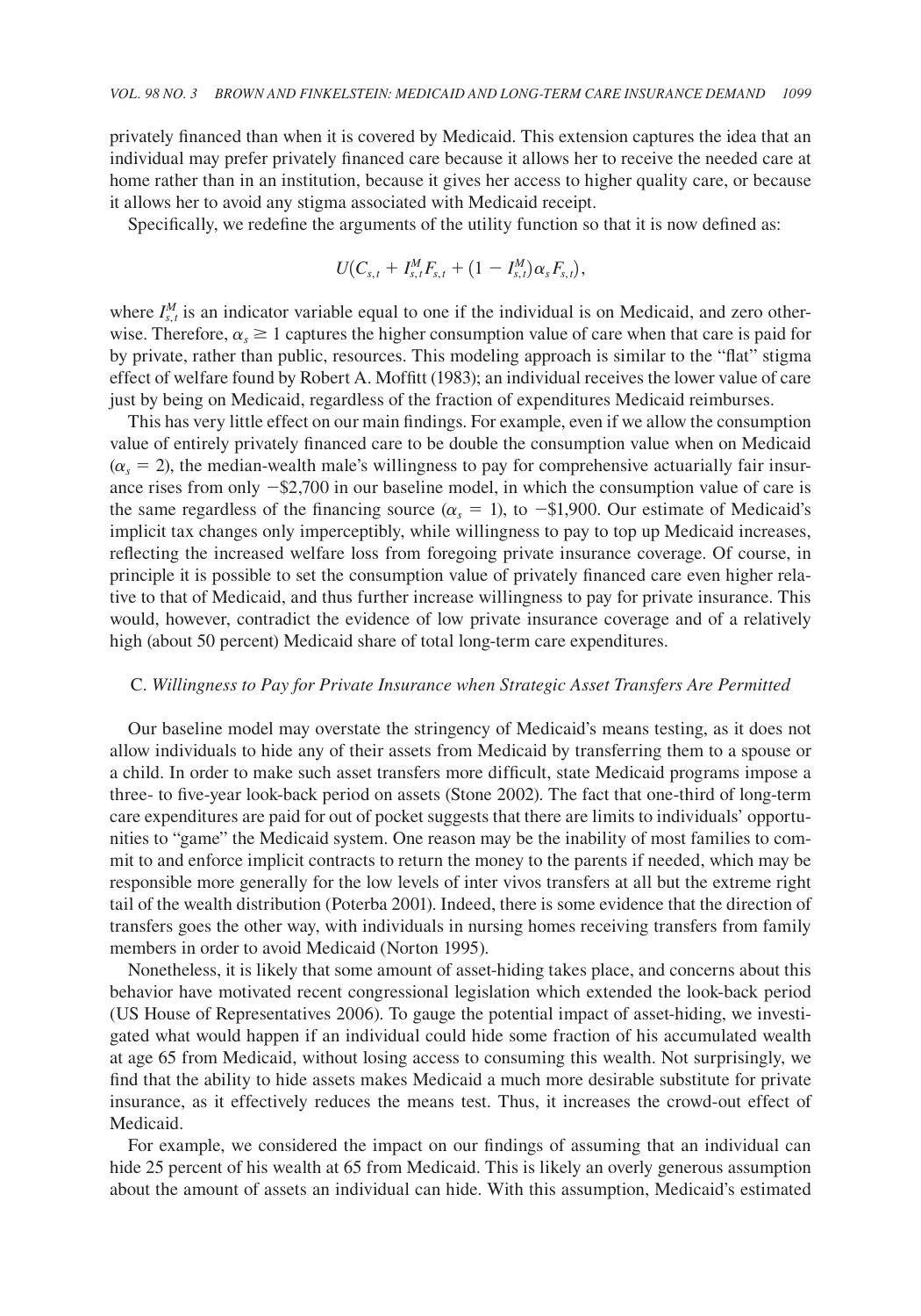privately financed than when it is covered by Medicaid. This extension captures the idea that an individual may prefer privately financed care because it allows her to receive the needed care at home rather than in an institution, because it gives her access to higher quality care, or because it allows her to avoid any stigma associated with Medicaid receipt.

Specifically, we redefine the arguments of the utility function so that it is now defined as:

$$U(C_{s,t} + I^M_{s,t} F_{s,t} + (1 - I^M_{s,t}) \alpha_s F_{s,t}),$$

where $I^M_{s,t}$ is an indicator variable equal to one if the individual is on Medicaid, and zero otherwise. Therefore, $\alpha_s \geq 1$ captures the higher consumption value of care when that care is paid for by private, rather than public, resources. This modeling approach is similar to the "flat" stigma effect of welfare found by Robert A. Moffitt (1983); an individual receives the lower value of care just by being on Medicaid, regardless of the fraction of expenditures Medicaid reimburses.

This has very little effect on our main findings. For example, even if we allow the consumption value of entirely privately financed care to be double the consumption value when on Medicaid ($\alpha_s = 2$), the median-wealth male's willingness to pay for comprehensive actuarially fair insurance rises from only −$2,700 in our baseline model, in which the consumption value of care is the same regardless of the financing source ($\alpha_s = 1$), to −$1,900. Our estimate of Medicaid's implicit tax changes only imperceptibly, while willingness to pay to top up Medicaid increases, reflecting the increased welfare loss from foregoing private insurance coverage. Of course, in principle it is possible to set the consumption value of privately financed care even higher relative to that of Medicaid, and thus further increase willingness to pay for private insurance. This would, however, contradict the evidence of low private insurance coverage and of a relatively high (about 50 percent) Medicaid share of total long-term care expenditures.

### C. *Willingness to Pay for Private Insurance when Strategic Asset Transfers Are Permitted*

Our baseline model may overstate the stringency of Medicaid's means testing, as it does not allow individuals to hide any of their assets from Medicaid by transferring them to a spouse or a child. In order to make such asset transfers more difficult, state Medicaid programs impose a three- to five-year look-back period on assets (Stone 2002). The fact that one-third of long-term care expenditures are paid for out of pocket suggests that there are limits to individuals' opportunities to "game" the Medicaid system. One reason may be the inability of most families to commit to and enforce implicit contracts to return the money to the parents if needed, which may be responsible more generally for the low levels of inter vivos transfers at all but the extreme right tail of the wealth distribution (Poterba 2001). Indeed, there is some evidence that the direction of transfers goes the other way, with individuals in nursing homes receiving transfers from family members in order to avoid Medicaid (Norton 1995).

Nonetheless, it is likely that some amount of asset-hiding takes place, and concerns about this behavior have motivated recent congressional legislation which extended the look-back period (US House of Representatives 2006). To gauge the potential impact of asset-hiding, we investigated what would happen if an individual could hide some fraction of his accumulated wealth at age 65 from Medicaid, without losing access to consuming this wealth. Not surprisingly, we find that the ability to hide assets makes Medicaid a much more desirable substitute for private insurance, as it effectively reduces the means test. Thus, it increases the crowd-out effect of Medicaid.

For example, we considered the impact on our findings of assuming that an individual can hide 25 percent of his wealth at 65 from Medicaid. This is likely an overly generous assumption about the amount of assets an individual can hide. With this assumption, Medicaid's estimated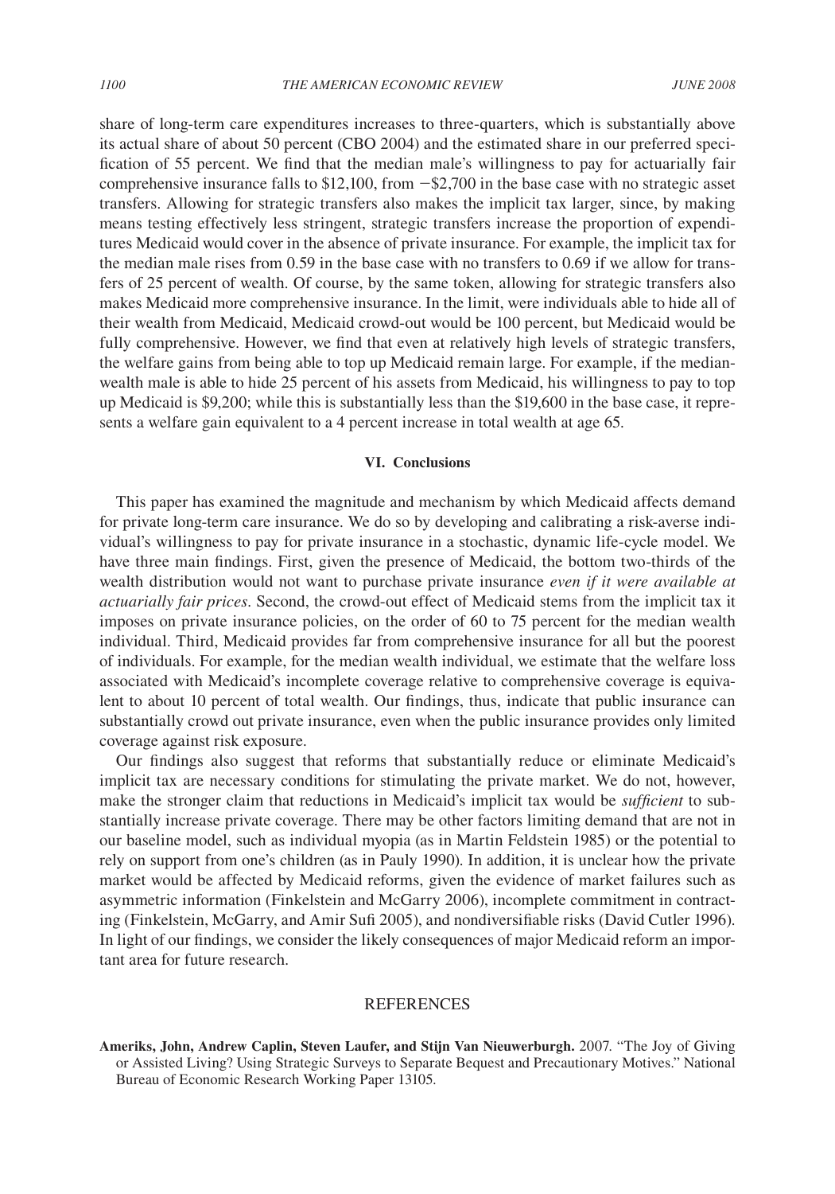share of long-term care expenditures increases to three-quarters, which is substantially above its actual share of about 50 percent (CBO 2004) and the estimated share in our preferred specification of 55 percent. We find that the median male's willingness to pay for actuarially fair comprehensive insurance falls to $12,100, from −$2,700 in the base case with no strategic asset transfers. Allowing for strategic transfers also makes the implicit tax larger, since, by making means testing effectively less stringent, strategic transfers increase the proportion of expenditures Medicaid would cover in the absence of private insurance. For example, the implicit tax for the median male rises from 0.59 in the base case with no transfers to 0.69 if we allow for transfers of 25 percent of wealth. Of course, by the same token, allowing for strategic transfers also makes Medicaid more comprehensive insurance. In the limit, were individuals able to hide all of their wealth from Medicaid, Medicaid crowd-out would be 100 percent, but Medicaid would be fully comprehensive. However, we find that even at relatively high levels of strategic transfers, the welfare gains from being able to top up Medicaid remain large. For example, if the median-wealth male is able to hide 25 percent of his assets from Medicaid, his willingness to pay to top up Medicaid is $9,200; while this is substantially less than the $19,600 in the base case, it represents a welfare gain equivalent to a 4 percent increase in total wealth at age 65.

## VI. Conclusions

This paper has examined the magnitude and mechanism by which Medicaid affects demand for private long-term care insurance. We do so by developing and calibrating a risk-averse individual's willingness to pay for private insurance in a stochastic, dynamic life-cycle model. We have three main findings. First, given the presence of Medicaid, the bottom two-thirds of the wealth distribution would not want to purchase private insurance *even if it were available at actuarially fair prices*. Second, the crowd-out effect of Medicaid stems from the implicit tax it imposes on private insurance policies, on the order of 60 to 75 percent for the median wealth individual. Third, Medicaid provides far from comprehensive insurance for all but the poorest of individuals. For example, for the median wealth individual, we estimate that the welfare loss associated with Medicaid's incomplete coverage relative to comprehensive coverage is equivalent to about 10 percent of total wealth. Our findings, thus, indicate that public insurance can substantially crowd out private insurance, even when the public insurance provides only limited coverage against risk exposure.

Our findings also suggest that reforms that substantially reduce or eliminate Medicaid's implicit tax are necessary conditions for stimulating the private market. We do not, however, make the stronger claim that reductions in Medicaid's implicit tax would be *sufficient* to substantially increase private coverage. There may be other factors limiting demand that are not in our baseline model, such as individual myopia (as in Martin Feldstein 1985) or the potential to rely on support from one's children (as in Pauly 1990). In addition, it is unclear how the private market would be affected by Medicaid reforms, given the evidence of market failures such as asymmetric information (Finkelstein and McGarry 2006), incomplete commitment in contracting (Finkelstein, McGarry, and Amir Sufi 2005), and nondiversifiable risks (David Cutler 1996). In light of our findings, we consider the likely consequences of major Medicaid reform an important area for future research.

## REFERENCES

**Ameriks, John, Andrew Caplin, Steven Laufer, and Stijn Van Nieuwerburgh.** 2007. "The Joy of Giving or Assisted Living? Using Strategic Surveys to Separate Bequest and Precautionary Motives." National Bureau of Economic Research Working Paper 13105.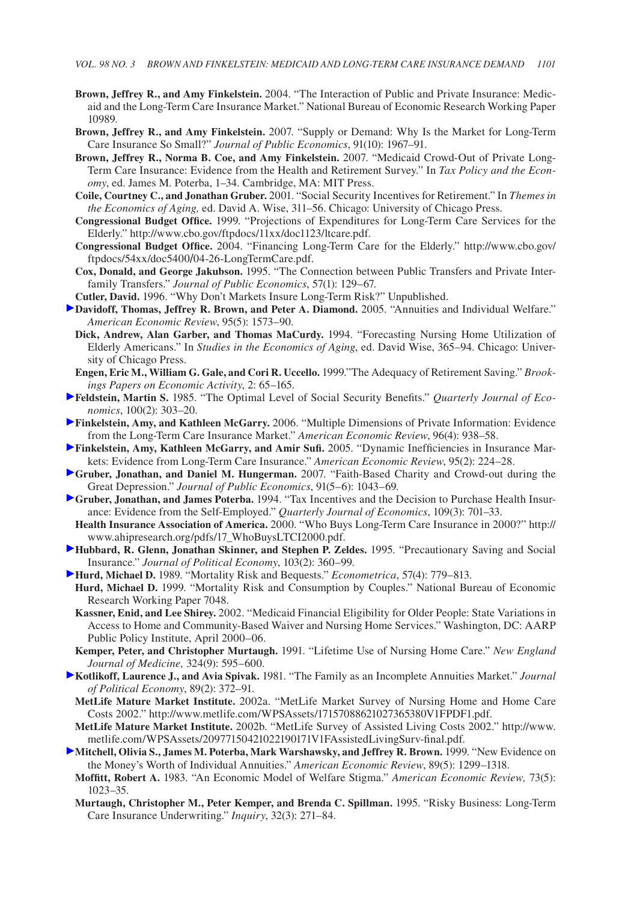**Brown, Jeffrey R., and Amy Finkelstein.** 2004. "The Interaction of Public and Private Insurance: Medicaid and the Long-Term Care Insurance Market." National Bureau of Economic Research Working Paper 10989.

**Brown, Jeffrey R., and Amy Finkelstein.** 2007. "Supply or Demand: Why Is the Market for Long-Term Care Insurance So Small?" *Journal of Public Economics*, 91(10): 1967–91.

**Brown, Jeffrey R., Norma B. Coe, and Amy Finkelstein.** 2007. "Medicaid Crowd-Out of Private Long-Term Care Insurance: Evidence from the Health and Retirement Survey." In *Tax Policy and the Economy*, ed. James M. Poterba, 1–34. Cambridge, MA: MIT Press.

**Coile, Courtney C., and Jonathan Gruber.** 2001. "Social Security Incentives for Retirement." In *Themes in the Economics of Aging,* ed. David A. Wise, 311–56. Chicago: University of Chicago Press.

**Congressional Budget Office.** 1999. "Projections of Expenditures for Long-Term Care Services for the Elderly." http://www.cbo.gov/ftpdocs/11xx/doc1123/ltcare.pdf.

**Congressional Budget Office.** 2004. "Financing Long-Term Care for the Elderly." http://www.cbo.gov/ftpdocs/54xx/doc5400/04-26-LongTermCare.pdf.

**Cox, Donald, and George Jakubson.** 1995. "The Connection between Public Transfers and Private Interfamily Transfers." *Journal of Public Economics*, 57(1): 129–67.

**Cutler, David.** 1996. "Why Don't Markets Insure Long-Term Risk?" Unpublished.

**Davidoff, Thomas, Jeffrey R. Brown, and Peter A. Diamond.** 2005. "Annuities and Individual Welfare." *American Economic Review*, 95(5): 1573–90.

**Dick, Andrew, Alan Garber, and Thomas MaCurdy.** 1994. "Forecasting Nursing Home Utilization of Elderly Americans." In *Studies in the Economics of Aging*, ed. David Wise, 365–94. Chicago: University of Chicago Press.

**Engen, Eric M., William G. Gale, and Cori R. Uccello.** 1999."The Adequacy of Retirement Saving." *Brookings Papers on Economic Activity*, 2: 65–165.

**Feldstein, Martin S.** 1985. "The Optimal Level of Social Security Benefits." *Quarterly Journal of Economics*, 100(2): 303–20.

**Finkelstein, Amy, and Kathleen McGarry.** 2006. "Multiple Dimensions of Private Information: Evidence from the Long-Term Care Insurance Market." *American Economic Review*, 96(4): 938–58.

**Finkelstein, Amy, Kathleen McGarry, and Amir Sufi.** 2005. "Dynamic Inefficiencies in Insurance Markets: Evidence from Long-Term Care Insurance." *American Economic Review*, 95(2): 224–28.

**Gruber, Jonathan, and Daniel M. Hungerman.** 2007. "Faith-Based Charity and Crowd-out during the Great Depression." *Journal of Public Economics*, 91(5–6): 1043–69.

**Gruber, Jonathan, and James Poterba.** 1994. "Tax Incentives and the Decision to Purchase Health Insurance: Evidence from the Self-Employed." *Quarterly Journal of Economics*, 109(3): 701–33.

**Health Insurance Association of America.** 2000. "Who Buys Long-Term Care Insurance in 2000?" http://www.ahipresearch.org/pdfs/17_WhoBuysLTCI2000.pdf.

**Hubbard, R. Glenn, Jonathan Skinner, and Stephen P. Zeldes.** 1995. "Precautionary Saving and Social Insurance." *Journal of Political Economy*, 103(2): 360–99.

**Hurd, Michael D.** 1989. "Mortality Risk and Bequests." *Econometrica*, 57(4): 779–813.

**Hurd, Michael D.** 1999. "Mortality Risk and Consumption by Couples." National Bureau of Economic Research Working Paper 7048.

**Kassner, Enid, and Lee Shirey.** 2002. "Medicaid Financial Eligibility for Older People: State Variations in Access to Home and Community-Based Waiver and Nursing Home Services." Washington, DC: AARP Public Policy Institute, April 2000–06.

**Kemper, Peter, and Christopher Murtaugh.** 1991. "Lifetime Use of Nursing Home Care." *New England Journal of Medicine,* 324(9): 595–600.

**Kotlikoff, Laurence J., and Avia Spivak.** 1981. "The Family as an Incomplete Annuities Market." *Journal of Political Economy*, 89(2): 372–91.

**MetLife Mature Market Institute.** 2002a. "MetLife Market Survey of Nursing Home and Home Care Costs 2002." http://www.metlife.com/WPSAssets/17157088621027365380V1FPDF1.pdf.

**MetLife Mature Market Institute.** 2002b. "MetLife Survey of Assisted Living Costs 2002." http://www.metlife.com/WPSAssets/20977150421022190171V1FAssistedLivingSurv-final.pdf.

**Mitchell, Olivia S., James M. Poterba, Mark Warshawsky, and Jeffrey R. Brown.** 1999. "New Evidence on the Money's Worth of Individual Annuities." *American Economic Review*, 89(5): 1299–1318.

**Moffitt, Robert A.** 1983. "An Economic Model of Welfare Stigma." *American Economic Review,* 73(5): 1023–35.

**Murtaugh, Christopher M., Peter Kemper, and Brenda C. Spillman.** 1995. "Risky Business: Long-Term Care Insurance Underwriting." *Inquiry*, 32(3): 271–84.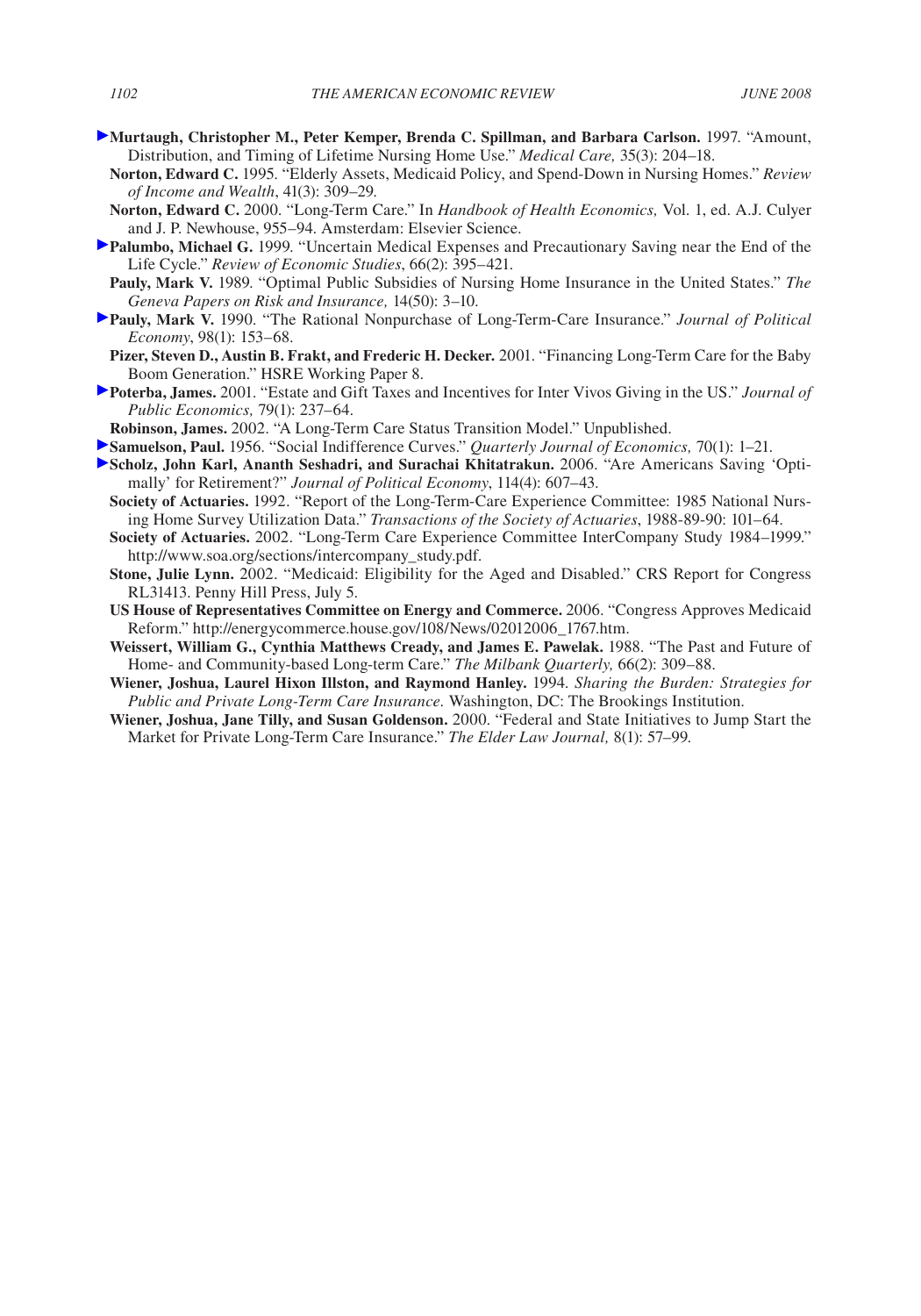**Murtaugh, Christopher M., Peter Kemper, Brenda C. Spillman, and Barbara Carlson.** 1997. "Amount, Distribution, and Timing of Lifetime Nursing Home Use." *Medical Care,* 35(3): 204–18.

**Norton, Edward C.** 1995. "Elderly Assets, Medicaid Policy, and Spend-Down in Nursing Homes." *Review of Income and Wealth*, 41(3): 309–29.

**Norton, Edward C.** 2000. "Long-Term Care." In *Handbook of Health Economics,* Vol. 1, ed. A.J. Culyer and J. P. Newhouse, 955–94. Amsterdam: Elsevier Science.

**Palumbo, Michael G.** 1999. "Uncertain Medical Expenses and Precautionary Saving near the End of the Life Cycle." *Review of Economic Studies*, 66(2): 395–421.

**Pauly, Mark V.** 1989. "Optimal Public Subsidies of Nursing Home Insurance in the United States." *The Geneva Papers on Risk and Insurance,* 14(50): 3–10.

**Pauly, Mark V.** 1990. "The Rational Nonpurchase of Long-Term-Care Insurance." *Journal of Political Economy*, 98(1): 153–68.

**Pizer, Steven D., Austin B. Frakt, and Frederic H. Decker.** 2001. "Financing Long-Term Care for the Baby Boom Generation." HSRE Working Paper 8.

**Poterba, James.** 2001. "Estate and Gift Taxes and Incentives for Inter Vivos Giving in the US." *Journal of Public Economics,* 79(1): 237–64.

**Robinson, James.** 2002. "A Long-Term Care Status Transition Model." Unpublished.

**Samuelson, Paul.** 1956. "Social Indifference Curves." *Quarterly Journal of Economics,* 70(1): 1–21.

**Scholz, John Karl, Ananth Seshadri, and Surachai Khitatrakun.** 2006. "Are Americans Saving 'Optimally' for Retirement?" *Journal of Political Economy*, 114(4): 607–43.

**Society of Actuaries.** 1992. "Report of the Long-Term-Care Experience Committee: 1985 National Nursing Home Survey Utilization Data." *Transactions of the Society of Actuaries*, 1988-89-90: 101–64.

**Society of Actuaries.** 2002. "Long-Term Care Experience Committee InterCompany Study 1984–1999." http://www.soa.org/sections/intercompany_study.pdf.

**Stone, Julie Lynn.** 2002. "Medicaid: Eligibility for the Aged and Disabled." CRS Report for Congress RL31413. Penny Hill Press, July 5.

**US House of Representatives Committee on Energy and Commerce.** 2006. "Congress Approves Medicaid Reform." http://energycommerce.house.gov/108/News/02012006_1767.htm.

**Weissert, William G., Cynthia Matthews Cready, and James E. Pawelak.** 1988. "The Past and Future of Home- and Community-based Long-term Care." *The Milbank Quarterly,* 66(2): 309–88.

**Wiener, Joshua, Laurel Hixon Illston, and Raymond Hanley.** 1994. *Sharing the Burden: Strategies for Public and Private Long-Term Care Insurance.* Washington, DC: The Brookings Institution.

**Wiener, Joshua, Jane Tilly, and Susan Goldenson.** 2000. "Federal and State Initiatives to Jump Start the Market for Private Long-Term Care Insurance." *The Elder Law Journal,* 8(1): 57–99.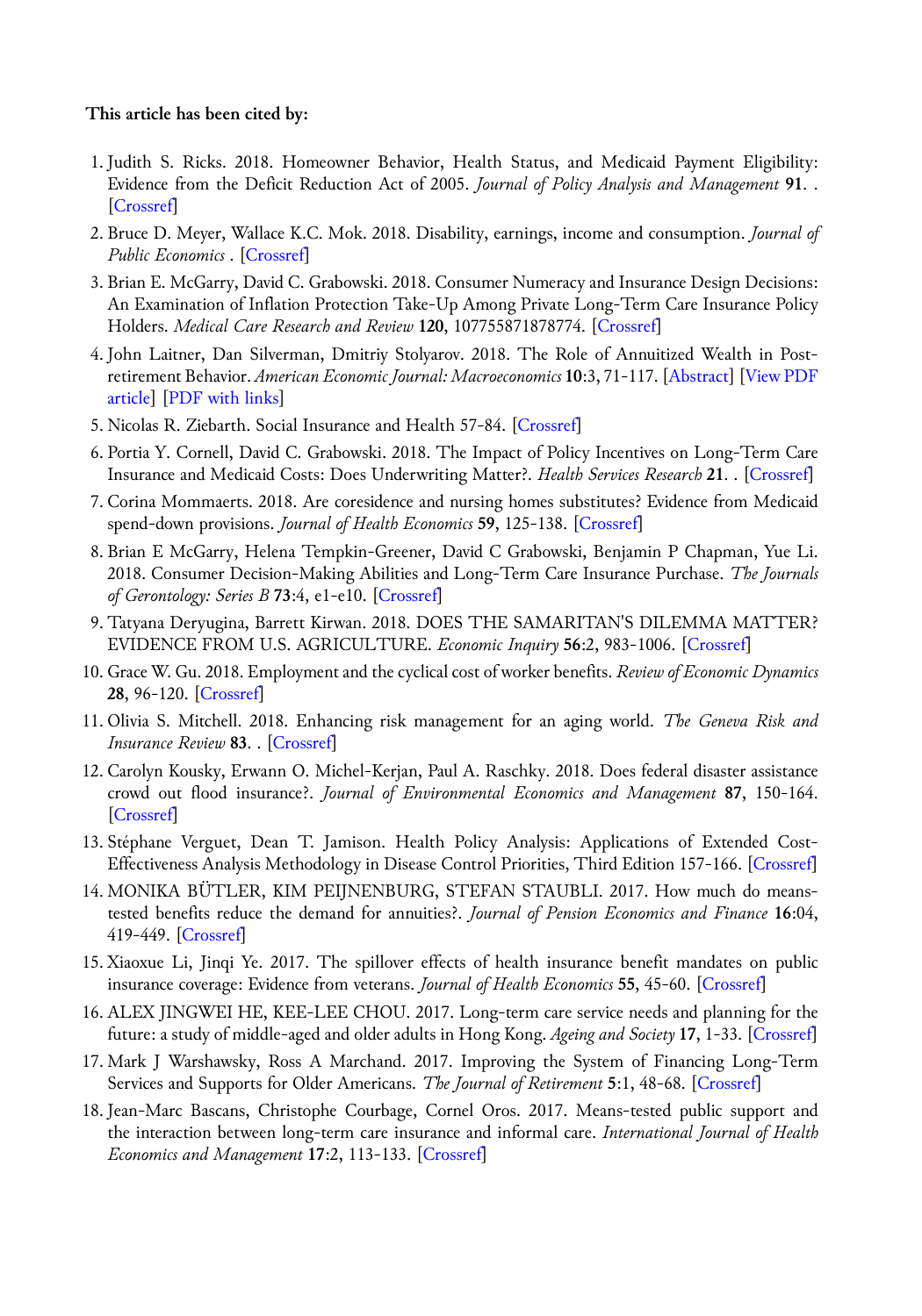**This article has been cited by:**

1. Judith S. Ricks. 2018. Homeowner Behavior, Health Status, and Medicaid Payment Eligibility: Evidence from the Deficit Reduction Act of 2005. *Journal of Policy Analysis and Management* **91**. . [Crossref]
2. Bruce D. Meyer, Wallace K.C. Mok. 2018. Disability, earnings, income and consumption. *Journal of Public Economics* . [Crossref]
3. Brian E. McGarry, David C. Grabowski. 2018. Consumer Numeracy and Insurance Design Decisions: An Examination of Inflation Protection Take-Up Among Private Long-Term Care Insurance Policy Holders. *Medical Care Research and Review* **120**, 107755871878774. [Crossref]
4. John Laitner, Dan Silverman, Dmitriy Stolyarov. 2018. The Role of Annuitized Wealth in Post-retirement Behavior. *American Economic Journal: Macroeconomics* **10**:3, 71-117. [Abstract] [View PDF article] [PDF with links]
5. Nicolas R. Ziebarth. Social Insurance and Health 57-84. [Crossref]
6. Portia Y. Cornell, David C. Grabowski. 2018. The Impact of Policy Incentives on Long-Term Care Insurance and Medicaid Costs: Does Underwriting Matter?. *Health Services Research* **21**. . [Crossref]
7. Corina Mommaerts. 2018. Are coresidence and nursing homes substitutes? Evidence from Medicaid spend-down provisions. *Journal of Health Economics* **59**, 125-138. [Crossref]
8. Brian E McGarry, Helena Tempkin-Greener, David C Grabowski, Benjamin P Chapman, Yue Li. 2018. Consumer Decision-Making Abilities and Long-Term Care Insurance Purchase. *The Journals of Gerontology: Series B* **73**:4, e1-e10. [Crossref]
9. Tatyana Deryugina, Barrett Kirwan. 2018. DOES THE SAMARITAN'S DILEMMA MATTER? EVIDENCE FROM U.S. AGRICULTURE. *Economic Inquiry* **56**:2, 983-1006. [Crossref]
10. Grace W. Gu. 2018. Employment and the cyclical cost of worker benefits. *Review of Economic Dynamics* **28**, 96-120. [Crossref]
11. Olivia S. Mitchell. 2018. Enhancing risk management for an aging world. *The Geneva Risk and Insurance Review* **83**. . [Crossref]
12. Carolyn Kousky, Erwann O. Michel-Kerjan, Paul A. Raschky. 2018. Does federal disaster assistance crowd out flood insurance?. *Journal of Environmental Economics and Management* **87**, 150-164. [Crossref]
13. Stéphane Verguet, Dean T. Jamison. Health Policy Analysis: Applications of Extended Cost-Effectiveness Analysis Methodology in Disease Control Priorities, Third Edition 157-166. [Crossref]
14. MONIKA BÜTLER, KIM PEIJNENBURG, STEFAN STAUBLI. 2017. How much do means-tested benefits reduce the demand for annuities?. *Journal of Pension Economics and Finance* **16**:04, 419-449. [Crossref]
15. Xiaoxue Li, Jinqi Ye. 2017. The spillover effects of health insurance benefit mandates on public insurance coverage: Evidence from veterans. *Journal of Health Economics* **55**, 45-60. [Crossref]
16. ALEX JINGWEI HE, KEE-LEE CHOU. 2017. Long-term care service needs and planning for the future: a study of middle-aged and older adults in Hong Kong. *Ageing and Society* **17**, 1-33. [Crossref]
17. Mark J Warshawsky, Ross A Marchand. 2017. Improving the System of Financing Long-Term Services and Supports for Older Americans. *The Journal of Retirement* **5**:1, 48-68. [Crossref]
18. Jean-Marc Bascans, Christophe Courbage, Cornel Oros. 2017. Means-tested public support and the interaction between long-term care insurance and informal care. *International Journal of Health Economics and Management* **17**:2, 113-133. [Crossref]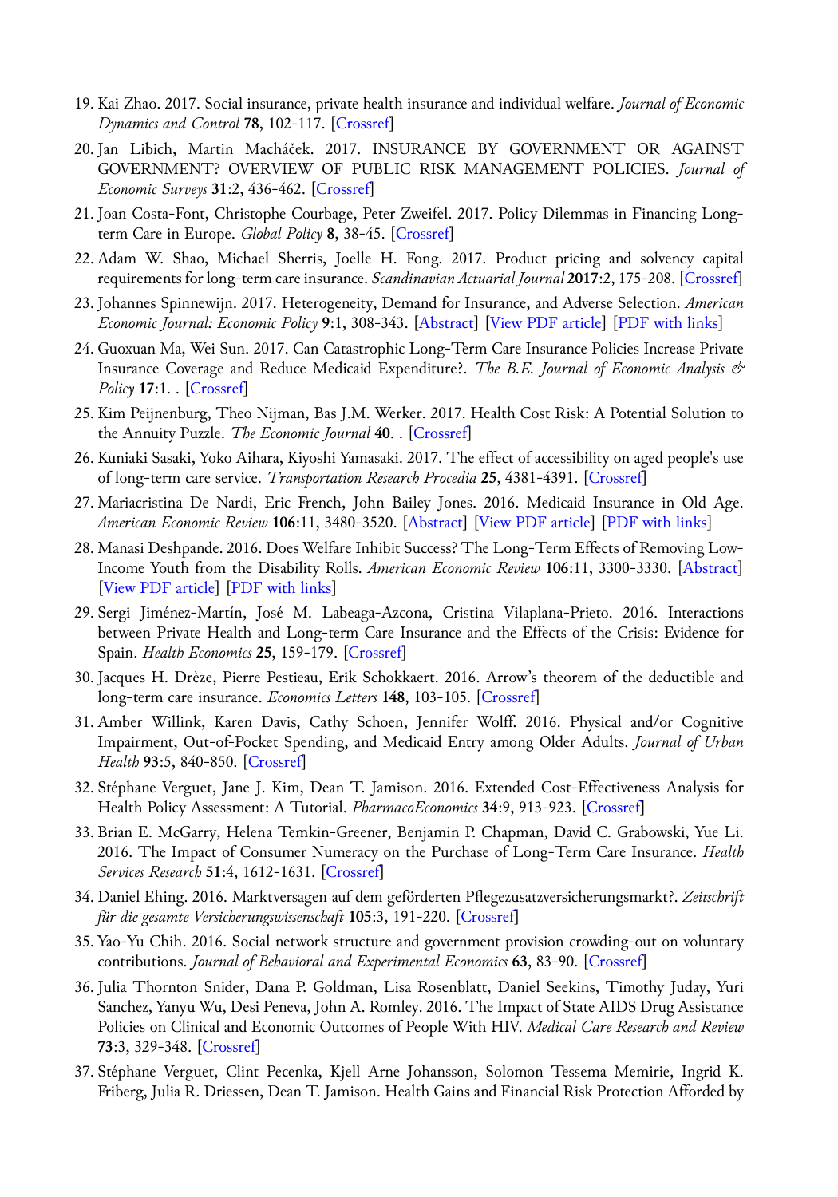19. Kai Zhao. 2017. Social insurance, private health insurance and individual welfare. *Journal of Economic Dynamics and Control* **78**, 102-117. [Crossref]
20. Jan Libich, Martin Macháček. 2017. INSURANCE BY GOVERNMENT OR AGAINST GOVERNMENT? OVERVIEW OF PUBLIC RISK MANAGEMENT POLICIES. *Journal of Economic Surveys* **31**:2, 436-462. [Crossref]
21. Joan Costa-Font, Christophe Courbage, Peter Zweifel. 2017. Policy Dilemmas in Financing Long-term Care in Europe. *Global Policy* **8**, 38-45. [Crossref]
22. Adam W. Shao, Michael Sherris, Joelle H. Fong. 2017. Product pricing and solvency capital requirements for long-term care insurance. *Scandinavian Actuarial Journal* **2017**:2, 175-208. [Crossref]
23. Johannes Spinnewijn. 2017. Heterogeneity, Demand for Insurance, and Adverse Selection. *American Economic Journal: Economic Policy* **9**:1, 308-343. [Abstract] [View PDF article] [PDF with links]
24. Guoxuan Ma, Wei Sun. 2017. Can Catastrophic Long-Term Care Insurance Policies Increase Private Insurance Coverage and Reduce Medicaid Expenditure?. *The B.E. Journal of Economic Analysis & Policy* **17**:1. . [Crossref]
25. Kim Peijnenburg, Theo Nijman, Bas J.M. Werker. 2017. Health Cost Risk: A Potential Solution to the Annuity Puzzle. *The Economic Journal* **40**. . [Crossref]
26. Kuniaki Sasaki, Yoko Aihara, Kiyoshi Yamasaki. 2017. The effect of accessibility on aged people's use of long-term care service. *Transportation Research Procedia* **25**, 4381-4391. [Crossref]
27. Mariacristina De Nardi, Eric French, John Bailey Jones. 2016. Medicaid Insurance in Old Age. *American Economic Review* **106**:11, 3480-3520. [Abstract] [View PDF article] [PDF with links]
28. Manasi Deshpande. 2016. Does Welfare Inhibit Success? The Long-Term Effects of Removing Low-Income Youth from the Disability Rolls. *American Economic Review* **106**:11, 3300-3330. [Abstract] [View PDF article] [PDF with links]
29. Sergi Jiménez-Martín, José M. Labeaga-Azcona, Cristina Vilaplana-Prieto. 2016. Interactions between Private Health and Long-term Care Insurance and the Effects of the Crisis: Evidence for Spain. *Health Economics* **25**, 159-179. [Crossref]
30. Jacques H. Drèze, Pierre Pestieau, Erik Schokkaert. 2016. Arrow's theorem of the deductible and long-term care insurance. *Economics Letters* **148**, 103-105. [Crossref]
31. Amber Willink, Karen Davis, Cathy Schoen, Jennifer Wolff. 2016. Physical and/or Cognitive Impairment, Out-of-Pocket Spending, and Medicaid Entry among Older Adults. *Journal of Urban Health* **93**:5, 840-850. [Crossref]
32. Stéphane Verguet, Jane J. Kim, Dean T. Jamison. 2016. Extended Cost-Effectiveness Analysis for Health Policy Assessment: A Tutorial. *PharmacoEconomics* **34**:9, 913-923. [Crossref]
33. Brian E. McGarry, Helena Temkin-Greener, Benjamin P. Chapman, David C. Grabowski, Yue Li. 2016. The Impact of Consumer Numeracy on the Purchase of Long-Term Care Insurance. *Health Services Research* **51**:4, 1612-1631. [Crossref]
34. Daniel Ehing. 2016. Marktversagen auf dem geförderten Pflegezusatzversicherungsmarkt?. *Zeitschrift für die gesamte Versicherungswissenschaft* **105**:3, 191-220. [Crossref]
35. Yao-Yu Chih. 2016. Social network structure and government provision crowding-out on voluntary contributions. *Journal of Behavioral and Experimental Economics* **63**, 83-90. [Crossref]
36. Julia Thornton Snider, Dana P. Goldman, Lisa Rosenblatt, Daniel Seekins, Timothy Juday, Yuri Sanchez, Yanyu Wu, Desi Peneva, John A. Romley. 2016. The Impact of State AIDS Drug Assistance Policies on Clinical and Economic Outcomes of People With HIV. *Medical Care Research and Review* **73**:3, 329-348. [Crossref]
37. Stéphane Verguet, Clint Pecenka, Kjell Arne Johansson, Solomon Tessema Memirie, Ingrid K. Friberg, Julia R. Driessen, Dean T. Jamison. Health Gains and Financial Risk Protection Afforded by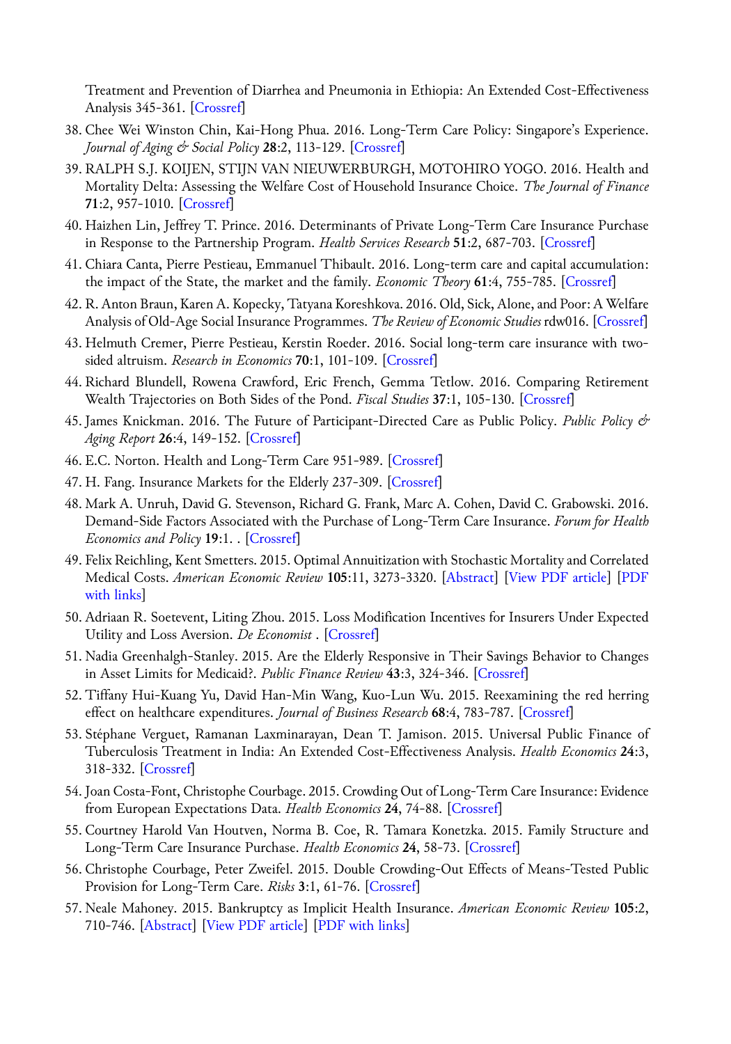Treatment and Prevention of Diarrhea and Pneumonia in Ethiopia: An Extended Cost-Effectiveness Analysis 345-361. [Crossref]

38. Chee Wei Winston Chin, Kai-Hong Phua. 2016. Long-Term Care Policy: Singapore's Experience. *Journal of Aging & Social Policy* **28**:2, 113-129. [Crossref]
39. RALPH S.J. KOIJEN, STIJN VAN NIEUWERBURGH, MOTOHIRO YOGO. 2016. Health and Mortality Delta: Assessing the Welfare Cost of Household Insurance Choice. *The Journal of Finance* **71**:2, 957-1010. [Crossref]
40. Haizhen Lin, Jeffrey T. Prince. 2016. Determinants of Private Long-Term Care Insurance Purchase in Response to the Partnership Program. *Health Services Research* **51**:2, 687-703. [Crossref]
41. Chiara Canta, Pierre Pestieau, Emmanuel Thibault. 2016. Long-term care and capital accumulation: the impact of the State, the market and the family. *Economic Theory* **61**:4, 755-785. [Crossref]
42. R. Anton Braun, Karen A. Kopecky, Tatyana Koreshkova. 2016. Old, Sick, Alone, and Poor: A Welfare Analysis of Old-Age Social Insurance Programmes. *The Review of Economic Studies* rdw016. [Crossref]
43. Helmuth Cremer, Pierre Pestieau, Kerstin Roeder. 2016. Social long-term care insurance with two-sided altruism. *Research in Economics* **70**:1, 101-109. [Crossref]
44. Richard Blundell, Rowena Crawford, Eric French, Gemma Tetlow. 2016. Comparing Retirement Wealth Trajectories on Both Sides of the Pond. *Fiscal Studies* **37**:1, 105-130. [Crossref]
45. James Knickman. 2016. The Future of Participant-Directed Care as Public Policy. *Public Policy & Aging Report* **26**:4, 149-152. [Crossref]
46. E.C. Norton. Health and Long-Term Care 951-989. [Crossref]
47. H. Fang. Insurance Markets for the Elderly 237-309. [Crossref]
48. Mark A. Unruh, David G. Stevenson, Richard G. Frank, Marc A. Cohen, David C. Grabowski. 2016. Demand-Side Factors Associated with the Purchase of Long-Term Care Insurance. *Forum for Health Economics and Policy* **19**:1. . [Crossref]
49. Felix Reichling, Kent Smetters. 2015. Optimal Annuitization with Stochastic Mortality and Correlated Medical Costs. *American Economic Review* **105**:11, 3273-3320. [Abstract] [View PDF article] [PDF with links]
50. Adriaan R. Soetevent, Liting Zhou. 2015. Loss Modification Incentives for Insurers Under Expected Utility and Loss Aversion. *De Economist* . [Crossref]
51. Nadia Greenhalgh-Stanley. 2015. Are the Elderly Responsive in Their Savings Behavior to Changes in Asset Limits for Medicaid?. *Public Finance Review* **43**:3, 324-346. [Crossref]
52. Tiffany Hui-Kuang Yu, David Han-Min Wang, Kuo-Lun Wu. 2015. Reexamining the red herring effect on healthcare expenditures. *Journal of Business Research* **68**:4, 783-787. [Crossref]
53. Stéphane Verguet, Ramanan Laxminarayan, Dean T. Jamison. 2015. Universal Public Finance of Tuberculosis Treatment in India: An Extended Cost-Effectiveness Analysis. *Health Economics* **24**:3, 318-332. [Crossref]
54. Joan Costa-Font, Christophe Courbage. 2015. Crowding Out of Long-Term Care Insurance: Evidence from European Expectations Data. *Health Economics* **24**, 74-88. [Crossref]
55. Courtney Harold Van Houtven, Norma B. Coe, R. Tamara Konetzka. 2015. Family Structure and Long-Term Care Insurance Purchase. *Health Economics* **24**, 58-73. [Crossref]
56. Christophe Courbage, Peter Zweifel. 2015. Double Crowding-Out Effects of Means-Tested Public Provision for Long-Term Care. *Risks* **3**:1, 61-76. [Crossref]
57. Neale Mahoney. 2015. Bankruptcy as Implicit Health Insurance. *American Economic Review* **105**:2, 710-746. [Abstract] [View PDF article] [PDF with links]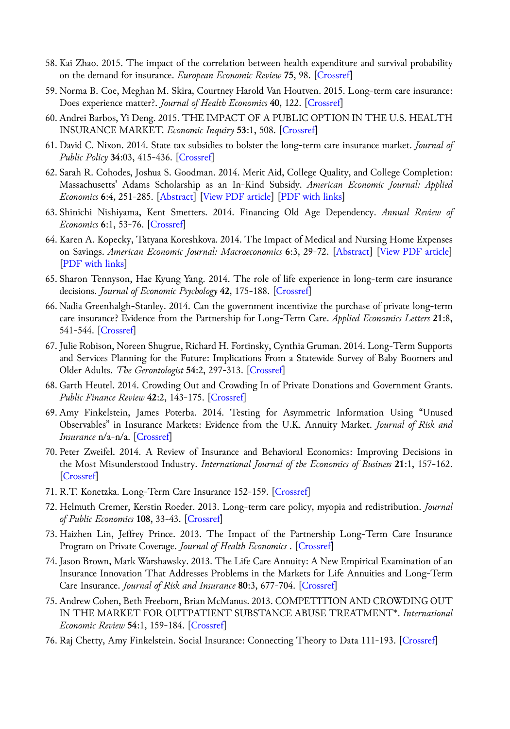58. Kai Zhao. 2015. The impact of the correlation between health expenditure and survival probability on the demand for insurance. *European Economic Review* **75**, 98. [Crossref]
59. Norma B. Coe, Meghan M. Skira, Courtney Harold Van Houtven. 2015. Long-term care insurance: Does experience matter?. *Journal of Health Economics* **40**, 122. [Crossref]
60. Andrei Barbos, Yi Deng. 2015. THE IMPACT OF A PUBLIC OPTION IN THE U.S. HEALTH INSURANCE MARKET. *Economic Inquiry* **53**:1, 508. [Crossref]
61. David C. Nixon. 2014. State tax subsidies to bolster the long-term care insurance market. *Journal of Public Policy* **34**:03, 415-436. [Crossref]
62. Sarah R. Cohodes, Joshua S. Goodman. 2014. Merit Aid, College Quality, and College Completion: Massachusetts' Adams Scholarship as an In-Kind Subsidy. *American Economic Journal: Applied Economics* **6**:4, 251-285. [Abstract] [View PDF article] [PDF with links]
63. Shinichi Nishiyama, Kent Smetters. 2014. Financing Old Age Dependency. *Annual Review of Economics* **6**:1, 53-76. [Crossref]
64. Karen A. Kopecky, Tatyana Koreshkova. 2014. The Impact of Medical and Nursing Home Expenses on Savings. *American Economic Journal: Macroeconomics* **6**:3, 29-72. [Abstract] [View PDF article] [PDF with links]
65. Sharon Tennyson, Hae Kyung Yang. 2014. The role of life experience in long-term care insurance decisions. *Journal of Economic Psychology* **42**, 175-188. [Crossref]
66. Nadia Greenhalgh-Stanley. 2014. Can the government incentivize the purchase of private long-term care insurance? Evidence from the Partnership for Long-Term Care. *Applied Economics Letters* **21**:8, 541-544. [Crossref]
67. Julie Robison, Noreen Shugrue, Richard H. Fortinsky, Cynthia Gruman. 2014. Long-Term Supports and Services Planning for the Future: Implications From a Statewide Survey of Baby Boomers and Older Adults. *The Gerontologist* **54**:2, 297-313. [Crossref]
68. Garth Heutel. 2014. Crowding Out and Crowding In of Private Donations and Government Grants. *Public Finance Review* **42**:2, 143-175. [Crossref]
69. Amy Finkelstein, James Poterba. 2014. Testing for Asymmetric Information Using "Unused Observables" in Insurance Markets: Evidence from the U.K. Annuity Market. *Journal of Risk and Insurance* n/a-n/a. [Crossref]
70. Peter Zweifel. 2014. A Review of Insurance and Behavioral Economics: Improving Decisions in the Most Misunderstood Industry. *International Journal of the Economics of Business* **21**:1, 157-162. [Crossref]
71. R.T. Konetzka. Long-Term Care Insurance 152-159. [Crossref]
72. Helmuth Cremer, Kerstin Roeder. 2013. Long-term care policy, myopia and redistribution. *Journal of Public Economics* **108**, 33-43. [Crossref]
73. Haizhen Lin, Jeffrey Prince. 2013. The Impact of the Partnership Long-Term Care Insurance Program on Private Coverage. *Journal of Health Economics* . [Crossref]
74. Jason Brown, Mark Warshawsky. 2013. The Life Care Annuity: A New Empirical Examination of an Insurance Innovation That Addresses Problems in the Markets for Life Annuities and Long-Term Care Insurance. *Journal of Risk and Insurance* **80**:3, 677-704. [Crossref]
75. Andrew Cohen, Beth Freeborn, Brian McManus. 2013. COMPETITION AND CROWDING OUT IN THE MARKET FOR OUTPATIENT SUBSTANCE ABUSE TREATMENT*. *International Economic Review* **54**:1, 159-184. [Crossref]
76. Raj Chetty, Amy Finkelstein. Social Insurance: Connecting Theory to Data 111-193. [Crossref]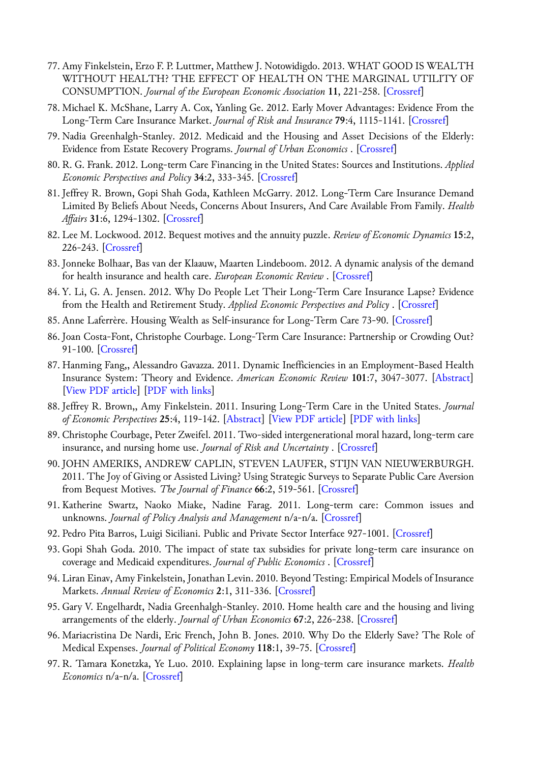77. Amy Finkelstein, Erzo F. P. Luttmer, Matthew J. Notowidigdo. 2013. WHAT GOOD IS WEALTH WITHOUT HEALTH? THE EFFECT OF HEALTH ON THE MARGINAL UTILITY OF CONSUMPTION. *Journal of the European Economic Association* **11**, 221-258. [Crossref]
78. Michael K. McShane, Larry A. Cox, Yanling Ge. 2012. Early Mover Advantages: Evidence From the Long-Term Care Insurance Market. *Journal of Risk and Insurance* **79**:4, 1115-1141. [Crossref]
79. Nadia Greenhalgh-Stanley. 2012. Medicaid and the Housing and Asset Decisions of the Elderly: Evidence from Estate Recovery Programs. *Journal of Urban Economics* . [Crossref]
80. R. G. Frank. 2012. Long-term Care Financing in the United States: Sources and Institutions. *Applied Economic Perspectives and Policy* **34**:2, 333-345. [Crossref]
81. Jeffrey R. Brown, Gopi Shah Goda, Kathleen McGarry. 2012. Long-Term Care Insurance Demand Limited By Beliefs About Needs, Concerns About Insurers, And Care Available From Family. *Health Affairs* **31**:6, 1294-1302. [Crossref]
82. Lee M. Lockwood. 2012. Bequest motives and the annuity puzzle. *Review of Economic Dynamics* **15**:2, 226-243. [Crossref]
83. Jonneke Bolhaar, Bas van der Klaauw, Maarten Lindeboom. 2012. A dynamic analysis of the demand for health insurance and health care. *European Economic Review* . [Crossref]
84. Y. Li, G. A. Jensen. 2012. Why Do People Let Their Long-Term Care Insurance Lapse? Evidence from the Health and Retirement Study. *Applied Economic Perspectives and Policy* . [Crossref]
85. Anne Laferrère. Housing Wealth as Self-insurance for Long-Term Care 73-90. [Crossref]
86. Joan Costa-Font, Christophe Courbage. Long-Term Care Insurance: Partnership or Crowding Out? 91-100. [Crossref]
87. Hanming Fang,, Alessandro Gavazza. 2011. Dynamic Inefficiencies in an Employment-Based Health Insurance System: Theory and Evidence. *American Economic Review* **101**:7, 3047-3077. [Abstract] [View PDF article] [PDF with links]
88. Jeffrey R. Brown,, Amy Finkelstein. 2011. Insuring Long-Term Care in the United States. *Journal of Economic Perspectives* **25**:4, 119-142. [Abstract] [View PDF article] [PDF with links]
89. Christophe Courbage, Peter Zweifel. 2011. Two-sided intergenerational moral hazard, long-term care insurance, and nursing home use. *Journal of Risk and Uncertainty* . [Crossref]
90. JOHN AMERIKS, ANDREW CAPLIN, STEVEN LAUFER, STIJN VAN NIEUWERBURGH. 2011. The Joy of Giving or Assisted Living? Using Strategic Surveys to Separate Public Care Aversion from Bequest Motives. *The Journal of Finance* **66**:2, 519-561. [Crossref]
91. Katherine Swartz, Naoko Miake, Nadine Farag. 2011. Long-term care: Common issues and unknowns. *Journal of Policy Analysis and Management* n/a-n/a. [Crossref]
92. Pedro Pita Barros, Luigi Siciliani. Public and Private Sector Interface 927-1001. [Crossref]
93. Gopi Shah Goda. 2010. The impact of state tax subsidies for private long-term care insurance on coverage and Medicaid expenditures. *Journal of Public Economics* . [Crossref]
94. Liran Einav, Amy Finkelstein, Jonathan Levin. 2010. Beyond Testing: Empirical Models of Insurance Markets. *Annual Review of Economics* **2**:1, 311-336. [Crossref]
95. Gary V. Engelhardt, Nadia Greenhalgh-Stanley. 2010. Home health care and the housing and living arrangements of the elderly. *Journal of Urban Economics* **67**:2, 226-238. [Crossref]
96. Mariacristina De Nardi, Eric French, John B. Jones. 2010. Why Do the Elderly Save? The Role of Medical Expenses. *Journal of Political Economy* **118**:1, 39-75. [Crossref]
97. R. Tamara Konetzka, Ye Luo. 2010. Explaining lapse in long-term care insurance markets. *Health Economics* n/a-n/a. [Crossref]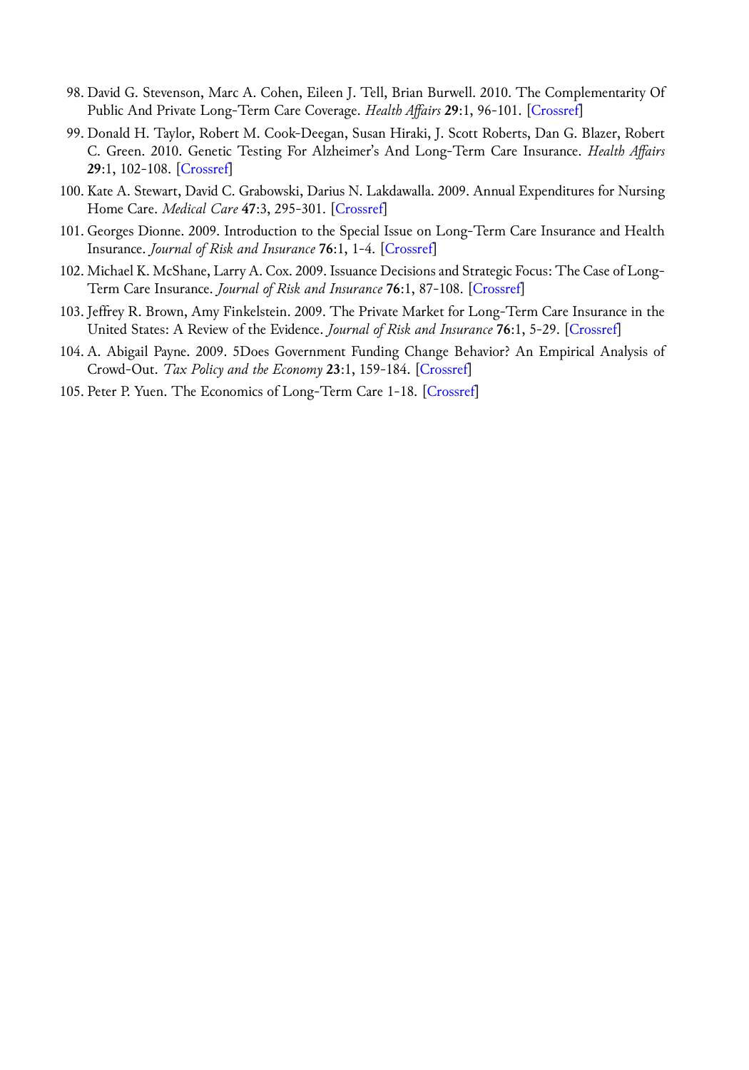98. David G. Stevenson, Marc A. Cohen, Eileen J. Tell, Brian Burwell. 2010. The Complementarity Of Public And Private Long-Term Care Coverage. *Health Affairs* **29**:1, 96-101. [Crossref]
99. Donald H. Taylor, Robert M. Cook-Deegan, Susan Hiraki, J. Scott Roberts, Dan G. Blazer, Robert C. Green. 2010. Genetic Testing For Alzheimer's And Long-Term Care Insurance. *Health Affairs* **29**:1, 102-108. [Crossref]
100. Kate A. Stewart, David C. Grabowski, Darius N. Lakdawalla. 2009. Annual Expenditures for Nursing Home Care. *Medical Care* **47**:3, 295-301. [Crossref]
101. Georges Dionne. 2009. Introduction to the Special Issue on Long-Term Care Insurance and Health Insurance. *Journal of Risk and Insurance* **76**:1, 1-4. [Crossref]
102. Michael K. McShane, Larry A. Cox. 2009. Issuance Decisions and Strategic Focus: The Case of Long-Term Care Insurance. *Journal of Risk and Insurance* **76**:1, 87-108. [Crossref]
103. Jeffrey R. Brown, Amy Finkelstein. 2009. The Private Market for Long-Term Care Insurance in the United States: A Review of the Evidence. *Journal of Risk and Insurance* **76**:1, 5-29. [Crossref]
104. A. Abigail Payne. 2009. 5Does Government Funding Change Behavior? An Empirical Analysis of Crowd-Out. *Tax Policy and the Economy* **23**:1, 159-184. [Crossref]
105. Peter P. Yuen. The Economics of Long-Term Care 1-18. [Crossref]